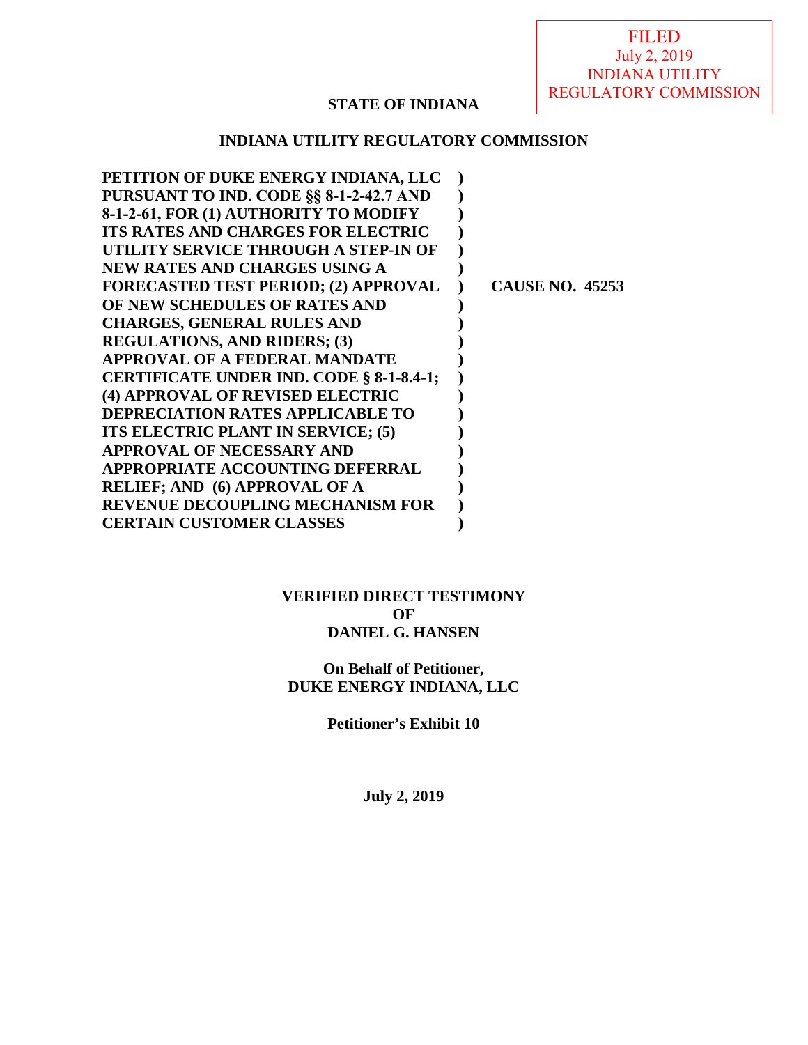FILED
July 2, 2019
INDIANA UTILITY
REGULATORY COMMISSION

**STATE OF INDIANA**

**INDIANA UTILITY REGULATORY COMMISSION**

| | | |
|---|---|---|
| **PETITION OF DUKE ENERGY INDIANA, LLC PURSUANT TO IND. CODE §§ 8-1-2-42.7 AND 8-1-2-61, FOR (1) AUTHORITY TO MODIFY ITS RATES AND CHARGES FOR ELECTRIC UTILITY SERVICE THROUGH A STEP-IN OF NEW RATES AND CHARGES USING A FORECASTED TEST PERIOD; (2) APPROVAL OF NEW SCHEDULES OF RATES AND CHARGES, GENERAL RULES AND REGULATIONS, AND RIDERS; (3) APPROVAL OF A FEDERAL MANDATE CERTIFICATE UNDER IND. CODE § 8-1-8.4-1; (4) APPROVAL OF REVISED ELECTRIC DEPRECIATION RATES APPLICABLE TO ITS ELECTRIC PLANT IN SERVICE; (5) APPROVAL OF NECESSARY AND APPROPRIATE ACCOUNTING DEFERRAL RELIEF; AND (6) APPROVAL OF A REVENUE DECOUPLING MECHANISM FOR CERTAIN CUSTOMER CLASSES** | **)** | **CAUSE NO. 45253** |

**VERIFIED DIRECT TESTIMONY**
**OF**
**DANIEL G. HANSEN**

**On Behalf of Petitioner,**
**DUKE ENERGY INDIANA, LLC**

**Petitioner's Exhibit 10**

**July 2, 2019**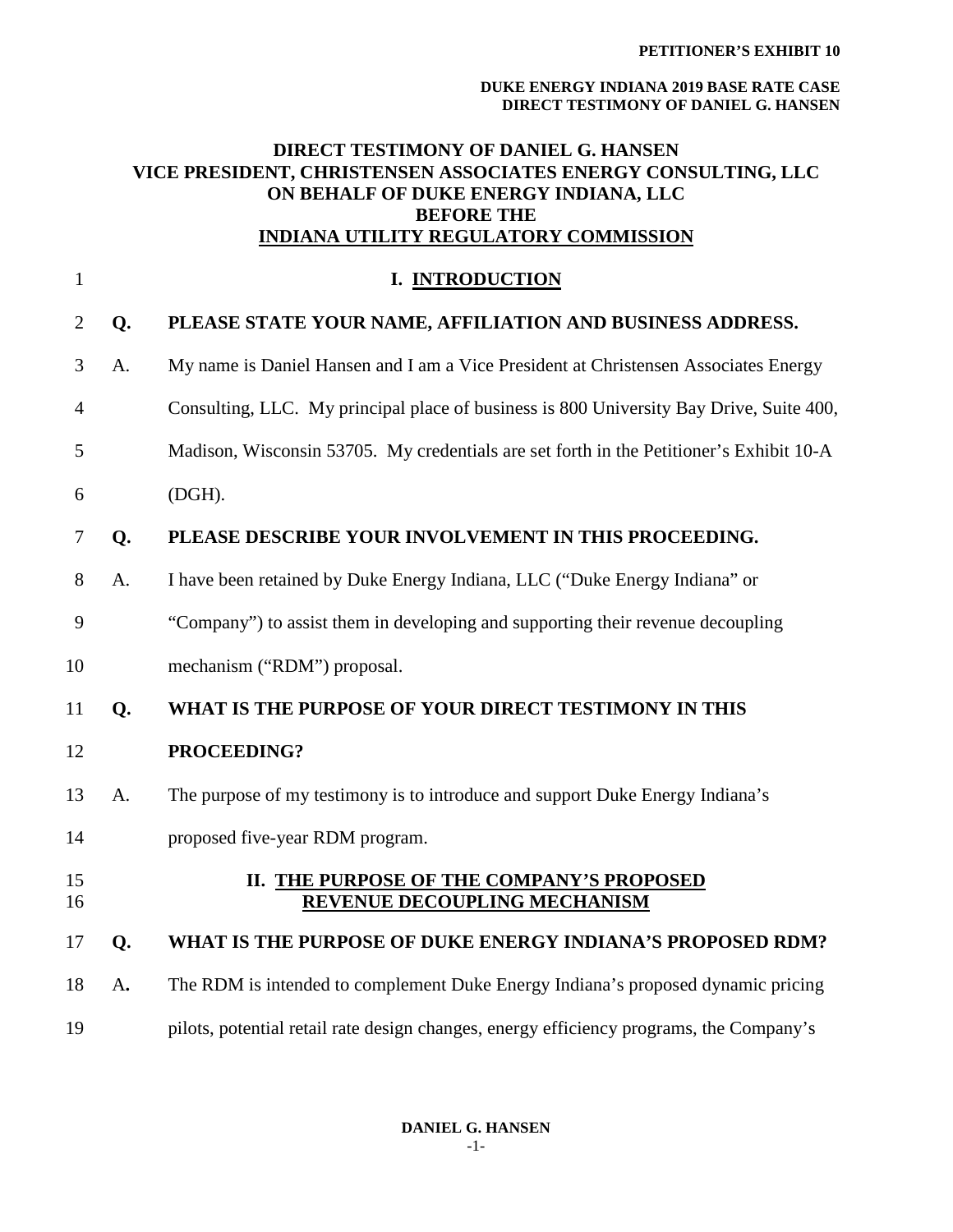**PETITIONER'S EXHIBIT 10**

**DUKE ENERGY INDIANA 2019 BASE RATE CASE**
**DIRECT TESTIMONY OF DANIEL G. HANSEN**

# DIRECT TESTIMONY OF DANIEL G. HANSEN
# VICE PRESIDENT, CHRISTENSEN ASSOCIATES ENERGY CONSULTING, LLC
# ON BEHALF OF DUKE ENERGY INDIANA, LLC
# BEFORE THE
# INDIANA UTILITY REGULATORY COMMISSION

## I. INTRODUCTION

**Q. PLEASE STATE YOUR NAME, AFFILIATION AND BUSINESS ADDRESS.**

A. My name is Daniel Hansen and I am a Vice President at Christensen Associates Energy Consulting, LLC. My principal place of business is 800 University Bay Drive, Suite 400, Madison, Wisconsin 53705. My credentials are set forth in the Petitioner's Exhibit 10-A (DGH).

**Q. PLEASE DESCRIBE YOUR INVOLVEMENT IN THIS PROCEEDING.**

A. I have been retained by Duke Energy Indiana, LLC ("Duke Energy Indiana" or "Company") to assist them in developing and supporting their revenue decoupling mechanism ("RDM") proposal.

**Q. WHAT IS THE PURPOSE OF YOUR DIRECT TESTIMONY IN THIS PROCEEDING?**

A. The purpose of my testimony is to introduce and support Duke Energy Indiana's proposed five-year RDM program.

## II. THE PURPOSE OF THE COMPANY'S PROPOSED REVENUE DECOUPLING MECHANISM

**Q. WHAT IS THE PURPOSE OF DUKE ENERGY INDIANA'S PROPOSED RDM?**

A. The RDM is intended to complement Duke Energy Indiana's proposed dynamic pricing pilots, potential retail rate design changes, energy efficiency programs, the Company's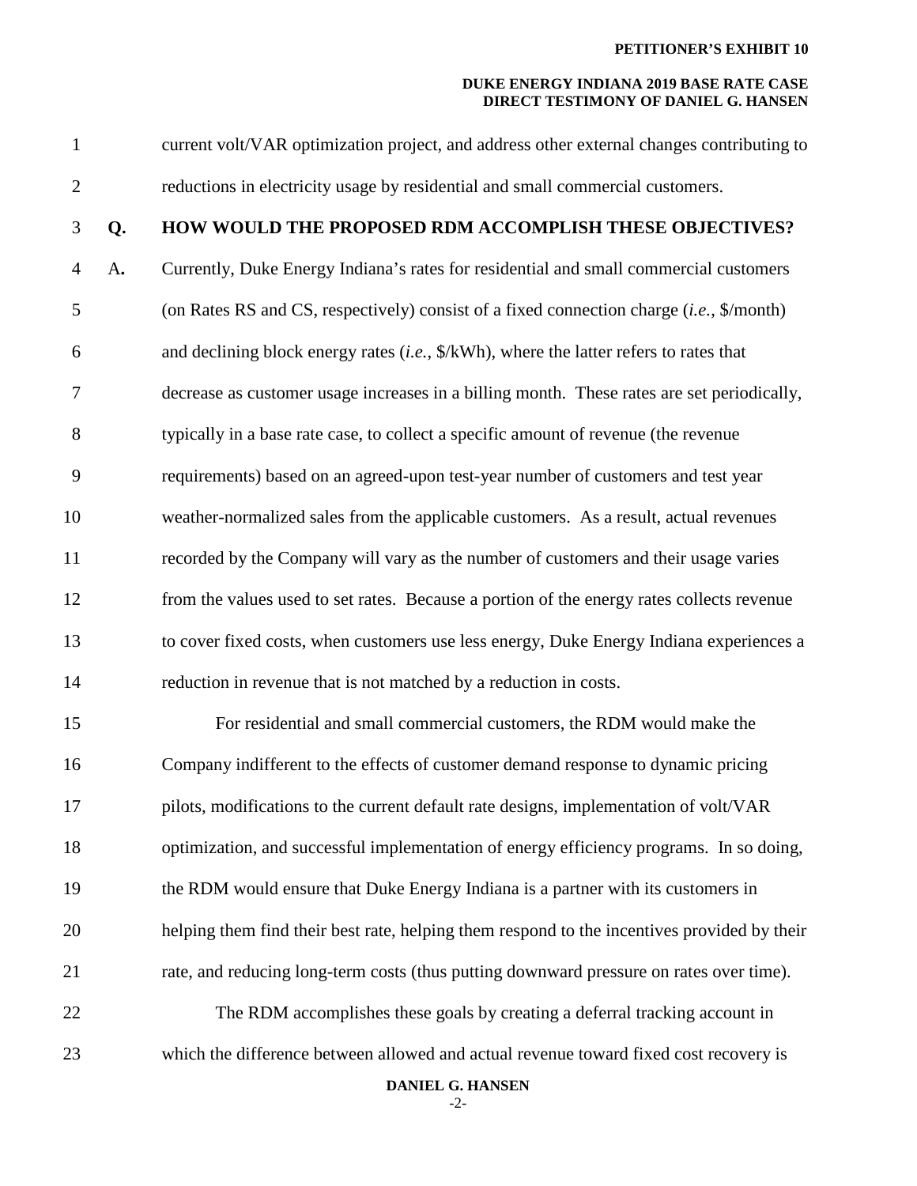current volt/VAR optimization project, and address other external changes contributing to reductions in electricity usage by residential and small commercial customers.

**Q. HOW WOULD THE PROPOSED RDM ACCOMPLISH THESE OBJECTIVES?**

A. Currently, Duke Energy Indiana's rates for residential and small commercial customers (on Rates RS and CS, respectively) consist of a fixed connection charge (*i.e.*, $/month) and declining block energy rates (*i.e.*, $/kWh), where the latter refers to rates that decrease as customer usage increases in a billing month. These rates are set periodically, typically in a base rate case, to collect a specific amount of revenue (the revenue requirements) based on an agreed-upon test-year number of customers and test year weather-normalized sales from the applicable customers. As a result, actual revenues recorded by the Company will vary as the number of customers and their usage varies from the values used to set rates. Because a portion of the energy rates collects revenue to cover fixed costs, when customers use less energy, Duke Energy Indiana experiences a reduction in revenue that is not matched by a reduction in costs.

For residential and small commercial customers, the RDM would make the Company indifferent to the effects of customer demand response to dynamic pricing pilots, modifications to the current default rate designs, implementation of volt/VAR optimization, and successful implementation of energy efficiency programs. In so doing, the RDM would ensure that Duke Energy Indiana is a partner with its customers in helping them find their best rate, helping them respond to the incentives provided by their rate, and reducing long-term costs (thus putting downward pressure on rates over time).

The RDM accomplishes these goals by creating a deferral tracking account in which the difference between allowed and actual revenue toward fixed cost recovery is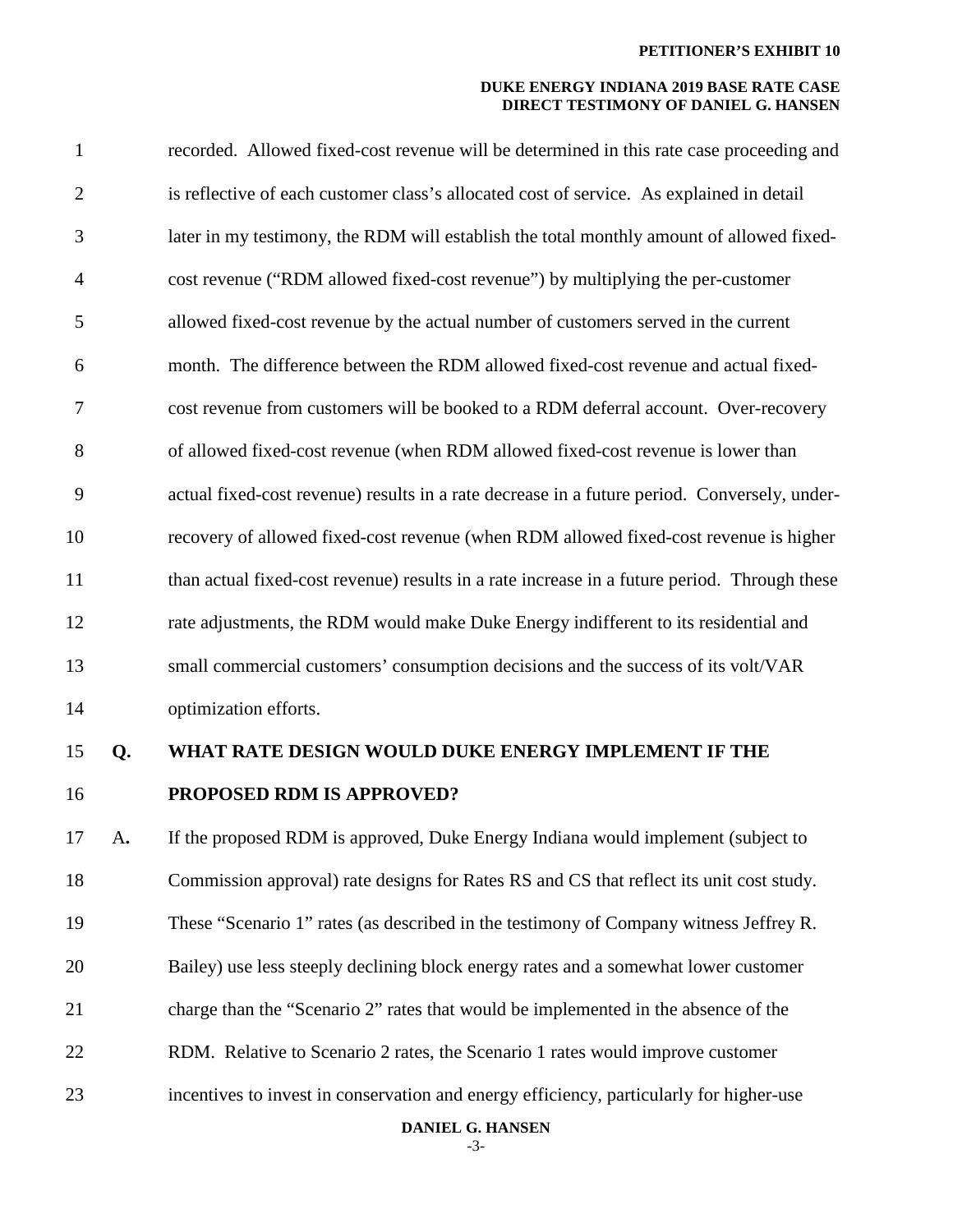recorded. Allowed fixed-cost revenue will be determined in this rate case proceeding and is reflective of each customer class's allocated cost of service. As explained in detail later in my testimony, the RDM will establish the total monthly amount of allowed fixed-cost revenue ("RDM allowed fixed-cost revenue") by multiplying the per-customer allowed fixed-cost revenue by the actual number of customers served in the current month. The difference between the RDM allowed fixed-cost revenue and actual fixed-cost revenue from customers will be booked to a RDM deferral account. Over-recovery of allowed fixed-cost revenue (when RDM allowed fixed-cost revenue is lower than actual fixed-cost revenue) results in a rate decrease in a future period. Conversely, under-recovery of allowed fixed-cost revenue (when RDM allowed fixed-cost revenue is higher than actual fixed-cost revenue) results in a rate increase in a future period. Through these rate adjustments, the RDM would make Duke Energy indifferent to its residential and small commercial customers' consumption decisions and the success of its volt/VAR optimization efforts.

**Q. WHAT RATE DESIGN WOULD DUKE ENERGY IMPLEMENT IF THE PROPOSED RDM IS APPROVED?**

A**.** If the proposed RDM is approved, Duke Energy Indiana would implement (subject to Commission approval) rate designs for Rates RS and CS that reflect its unit cost study. These "Scenario 1" rates (as described in the testimony of Company witness Jeffrey R. Bailey) use less steeply declining block energy rates and a somewhat lower customer charge than the "Scenario 2" rates that would be implemented in the absence of the RDM. Relative to Scenario 2 rates, the Scenario 1 rates would improve customer incentives to invest in conservation and energy efficiency, particularly for higher-use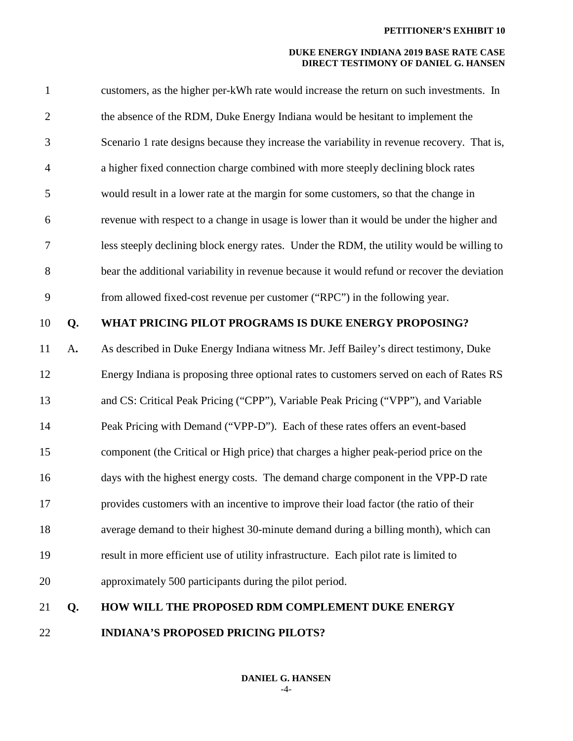customers, as the higher per-kWh rate would increase the return on such investments. In the absence of the RDM, Duke Energy Indiana would be hesitant to implement the Scenario 1 rate designs because they increase the variability in revenue recovery. That is, a higher fixed connection charge combined with more steeply declining block rates would result in a lower rate at the margin for some customers, so that the change in revenue with respect to a change in usage is lower than it would be under the higher and less steeply declining block energy rates. Under the RDM, the utility would be willing to bear the additional variability in revenue because it would refund or recover the deviation from allowed fixed-cost revenue per customer ("RPC") in the following year.

**Q. WHAT PRICING PILOT PROGRAMS IS DUKE ENERGY PROPOSING?**

A. As described in Duke Energy Indiana witness Mr. Jeff Bailey's direct testimony, Duke Energy Indiana is proposing three optional rates to customers served on each of Rates RS and CS: Critical Peak Pricing ("CPP"), Variable Peak Pricing ("VPP"), and Variable Peak Pricing with Demand ("VPP-D"). Each of these rates offers an event-based component (the Critical or High price) that charges a higher peak-period price on the days with the highest energy costs. The demand charge component in the VPP-D rate provides customers with an incentive to improve their load factor (the ratio of their average demand to their highest 30-minute demand during a billing month), which can result in more efficient use of utility infrastructure. Each pilot rate is limited to approximately 500 participants during the pilot period.

**Q. HOW WILL THE PROPOSED RDM COMPLEMENT DUKE ENERGY INDIANA'S PROPOSED PRICING PILOTS?**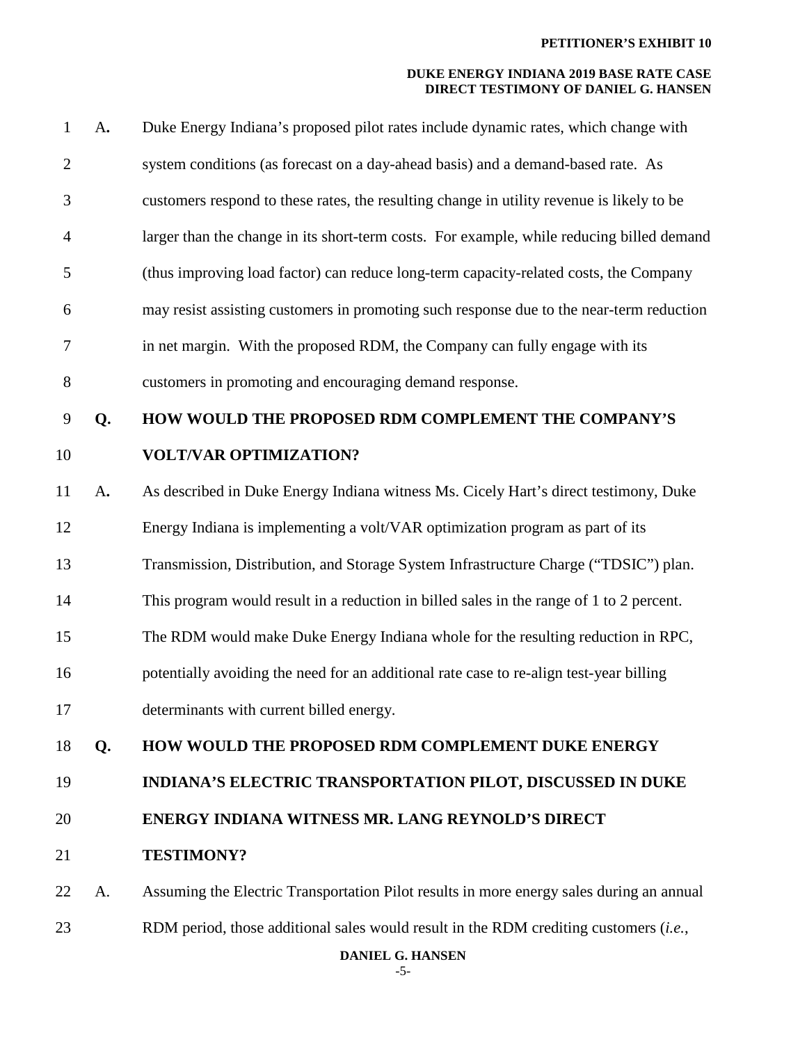A. Duke Energy Indiana's proposed pilot rates include dynamic rates, which change with system conditions (as forecast on a day-ahead basis) and a demand-based rate. As customers respond to these rates, the resulting change in utility revenue is likely to be larger than the change in its short-term costs. For example, while reducing billed demand (thus improving load factor) can reduce long-term capacity-related costs, the Company may resist assisting customers in promoting such response due to the near-term reduction in net margin. With the proposed RDM, the Company can fully engage with its customers in promoting and encouraging demand response.

**Q. HOW WOULD THE PROPOSED RDM COMPLEMENT THE COMPANY'S VOLT/VAR OPTIMIZATION?**

A. As described in Duke Energy Indiana witness Ms. Cicely Hart's direct testimony, Duke Energy Indiana is implementing a volt/VAR optimization program as part of its Transmission, Distribution, and Storage System Infrastructure Charge ("TDSIC") plan. This program would result in a reduction in billed sales in the range of 1 to 2 percent. The RDM would make Duke Energy Indiana whole for the resulting reduction in RPC, potentially avoiding the need for an additional rate case to re-align test-year billing determinants with current billed energy.

**Q. HOW WOULD THE PROPOSED RDM COMPLEMENT DUKE ENERGY INDIANA'S ELECTRIC TRANSPORTATION PILOT, DISCUSSED IN DUKE ENERGY INDIANA WITNESS MR. LANG REYNOLD'S DIRECT TESTIMONY?**

A. Assuming the Electric Transportation Pilot results in more energy sales during an annual RDM period, those additional sales would result in the RDM crediting customers (*i.e.*,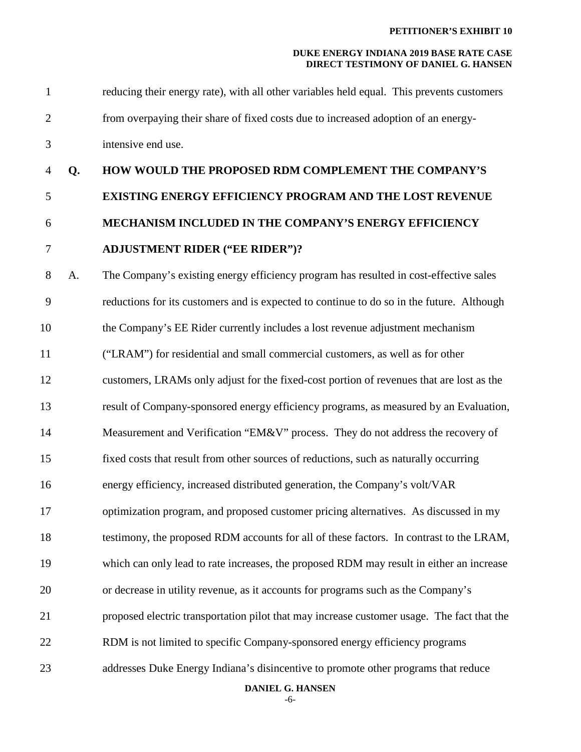reducing their energy rate), with all other variables held equal. This prevents customers from overpaying their share of fixed costs due to increased adoption of an energy-intensive end use.

**Q. HOW WOULD THE PROPOSED RDM COMPLEMENT THE COMPANY'S EXISTING ENERGY EFFICIENCY PROGRAM AND THE LOST REVENUE MECHANISM INCLUDED IN THE COMPANY'S ENERGY EFFICIENCY ADJUSTMENT RIDER ("EE RIDER")?**

A. The Company's existing energy efficiency program has resulted in cost-effective sales reductions for its customers and is expected to continue to do so in the future. Although the Company's EE Rider currently includes a lost revenue adjustment mechanism ("LRAM") for residential and small commercial customers, as well as for other customers, LRAMs only adjust for the fixed-cost portion of revenues that are lost as the result of Company-sponsored energy efficiency programs, as measured by an Evaluation, Measurement and Verification "EM&V" process. They do not address the recovery of fixed costs that result from other sources of reductions, such as naturally occurring energy efficiency, increased distributed generation, the Company's volt/VAR optimization program, and proposed customer pricing alternatives. As discussed in my testimony, the proposed RDM accounts for all of these factors. In contrast to the LRAM, which can only lead to rate increases, the proposed RDM may result in either an increase or decrease in utility revenue, as it accounts for programs such as the Company's proposed electric transportation pilot that may increase customer usage. The fact that the RDM is not limited to specific Company-sponsored energy efficiency programs addresses Duke Energy Indiana's disincentive to promote other programs that reduce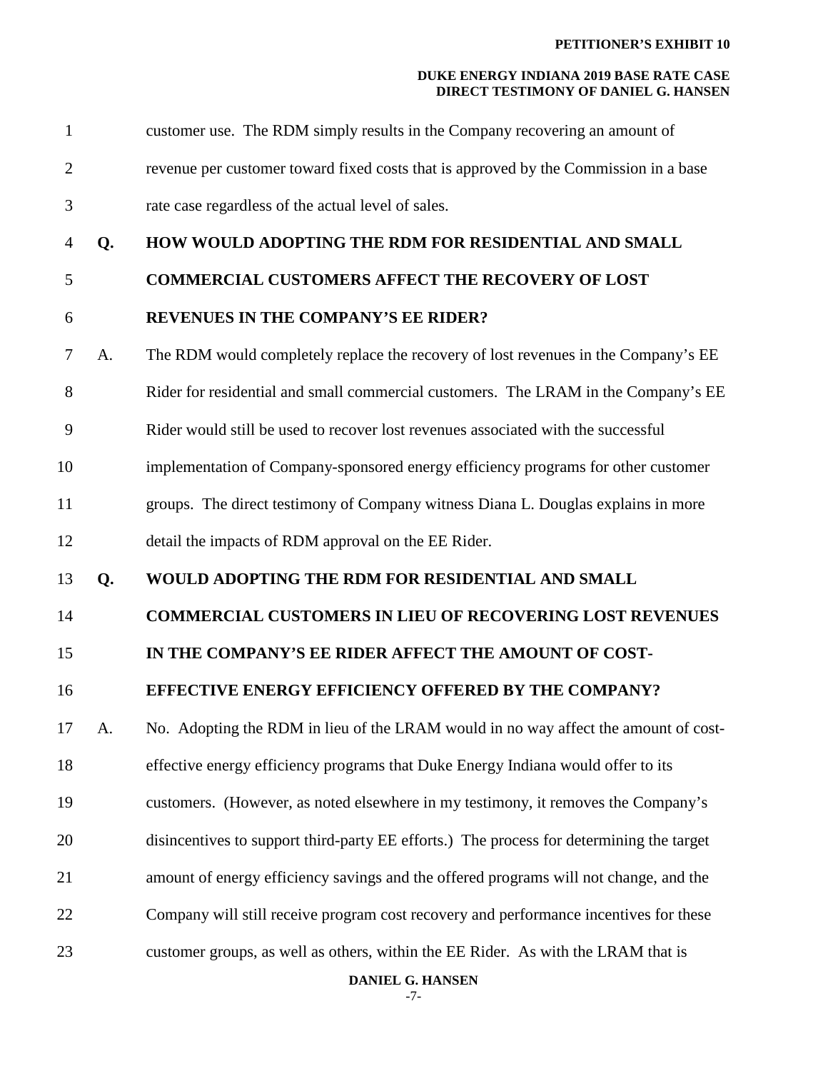customer use. The RDM simply results in the Company recovering an amount of revenue per customer toward fixed costs that is approved by the Commission in a base rate case regardless of the actual level of sales.

**Q. HOW WOULD ADOPTING THE RDM FOR RESIDENTIAL AND SMALL COMMERCIAL CUSTOMERS AFFECT THE RECOVERY OF LOST REVENUES IN THE COMPANY'S EE RIDER?**

A. The RDM would completely replace the recovery of lost revenues in the Company's EE Rider for residential and small commercial customers. The LRAM in the Company's EE Rider would still be used to recover lost revenues associated with the successful implementation of Company-sponsored energy efficiency programs for other customer groups. The direct testimony of Company witness Diana L. Douglas explains in more detail the impacts of RDM approval on the EE Rider.

**Q. WOULD ADOPTING THE RDM FOR RESIDENTIAL AND SMALL COMMERCIAL CUSTOMERS IN LIEU OF RECOVERING LOST REVENUES IN THE COMPANY'S EE RIDER AFFECT THE AMOUNT OF COST-EFFECTIVE ENERGY EFFICIENCY OFFERED BY THE COMPANY?**

A. No. Adopting the RDM in lieu of the LRAM would in no way affect the amount of cost-effective energy efficiency programs that Duke Energy Indiana would offer to its customers. (However, as noted elsewhere in my testimony, it removes the Company's disincentives to support third-party EE efforts.) The process for determining the target amount of energy efficiency savings and the offered programs will not change, and the Company will still receive program cost recovery and performance incentives for these customer groups, as well as others, within the EE Rider. As with the LRAM that is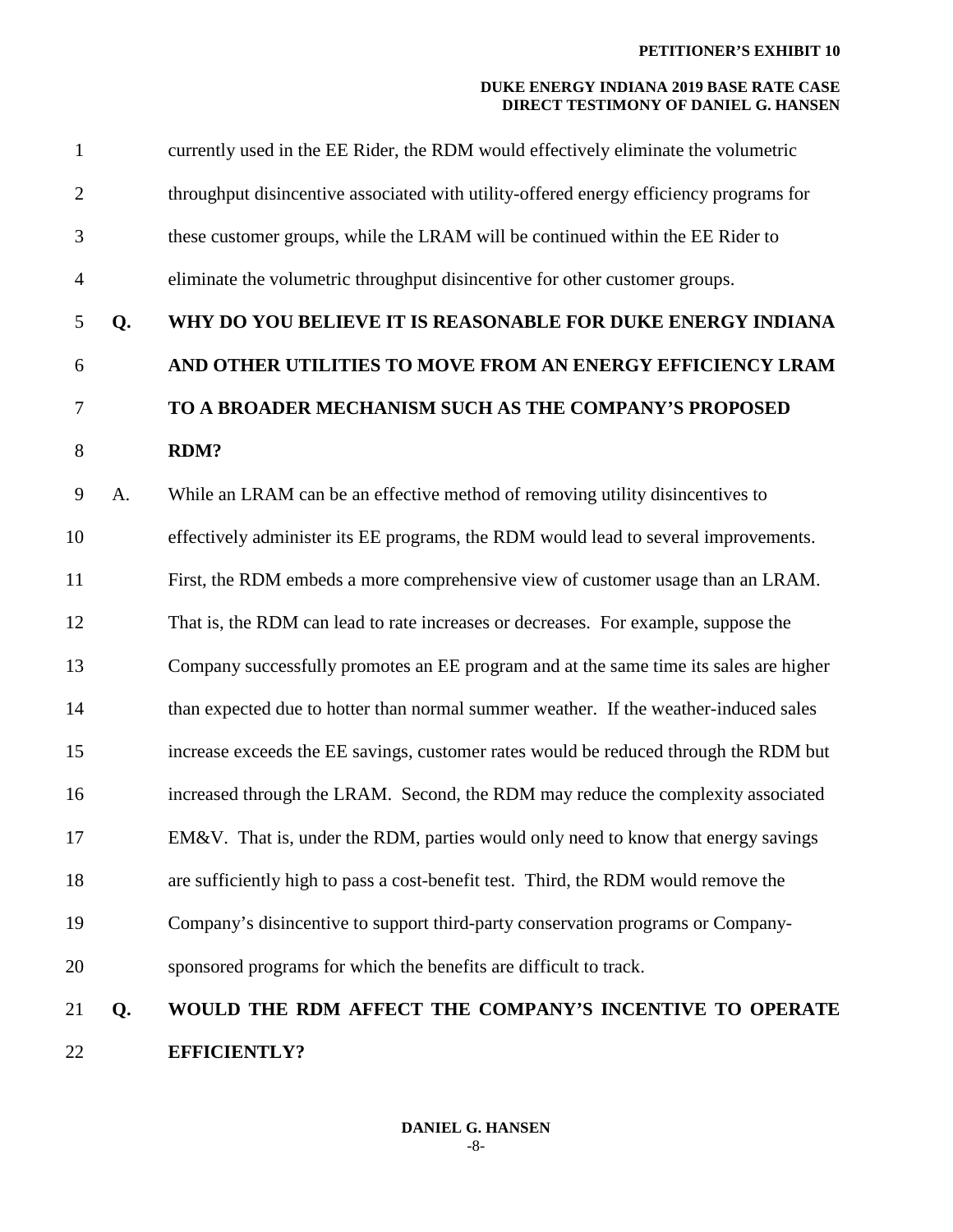currently used in the EE Rider, the RDM would effectively eliminate the volumetric throughput disincentive associated with utility-offered energy efficiency programs for these customer groups, while the LRAM will be continued within the EE Rider to eliminate the volumetric throughput disincentive for other customer groups.

**Q. WHY DO YOU BELIEVE IT IS REASONABLE FOR DUKE ENERGY INDIANA AND OTHER UTILITIES TO MOVE FROM AN ENERGY EFFICIENCY LRAM TO A BROADER MECHANISM SUCH AS THE COMPANY'S PROPOSED RDM?**

A. While an LRAM can be an effective method of removing utility disincentives to effectively administer its EE programs, the RDM would lead to several improvements. First, the RDM embeds a more comprehensive view of customer usage than an LRAM. That is, the RDM can lead to rate increases or decreases. For example, suppose the Company successfully promotes an EE program and at the same time its sales are higher than expected due to hotter than normal summer weather. If the weather-induced sales increase exceeds the EE savings, customer rates would be reduced through the RDM but increased through the LRAM. Second, the RDM may reduce the complexity associated EM&V. That is, under the RDM, parties would only need to know that energy savings are sufficiently high to pass a cost-benefit test. Third, the RDM would remove the Company's disincentive to support third-party conservation programs or Company-sponsored programs for which the benefits are difficult to track.

**Q. WOULD THE RDM AFFECT THE COMPANY'S INCENTIVE TO OPERATE EFFICIENTLY?**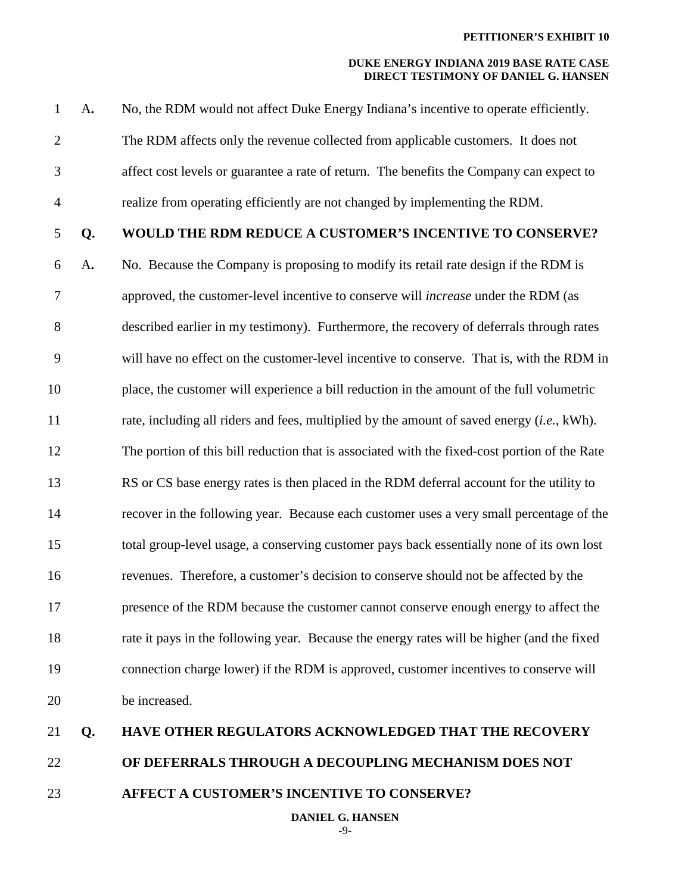**A.** No, the RDM would not affect Duke Energy Indiana's incentive to operate efficiently. The RDM affects only the revenue collected from applicable customers. It does not affect cost levels or guarantee a rate of return. The benefits the Company can expect to realize from operating efficiently are not changed by implementing the RDM.

**Q. WOULD THE RDM REDUCE A CUSTOMER'S INCENTIVE TO CONSERVE?**

**A.** No. Because the Company is proposing to modify its retail rate design if the RDM is approved, the customer-level incentive to conserve will *increase* under the RDM (as described earlier in my testimony). Furthermore, the recovery of deferrals through rates will have no effect on the customer-level incentive to conserve. That is, with the RDM in place, the customer will experience a bill reduction in the amount of the full volumetric rate, including all riders and fees, multiplied by the amount of saved energy (*i.e.*, kWh). The portion of this bill reduction that is associated with the fixed-cost portion of the Rate RS or CS base energy rates is then placed in the RDM deferral account for the utility to recover in the following year. Because each customer uses a very small percentage of the total group-level usage, a conserving customer pays back essentially none of its own lost revenues. Therefore, a customer's decision to conserve should not be affected by the presence of the RDM because the customer cannot conserve enough energy to affect the rate it pays in the following year. Because the energy rates will be higher (and the fixed connection charge lower) if the RDM is approved, customer incentives to conserve will be increased.

**Q. HAVE OTHER REGULATORS ACKNOWLEDGED THAT THE RECOVERY OF DEFERRALS THROUGH A DECOUPLING MECHANISM DOES NOT AFFECT A CUSTOMER'S INCENTIVE TO CONSERVE?**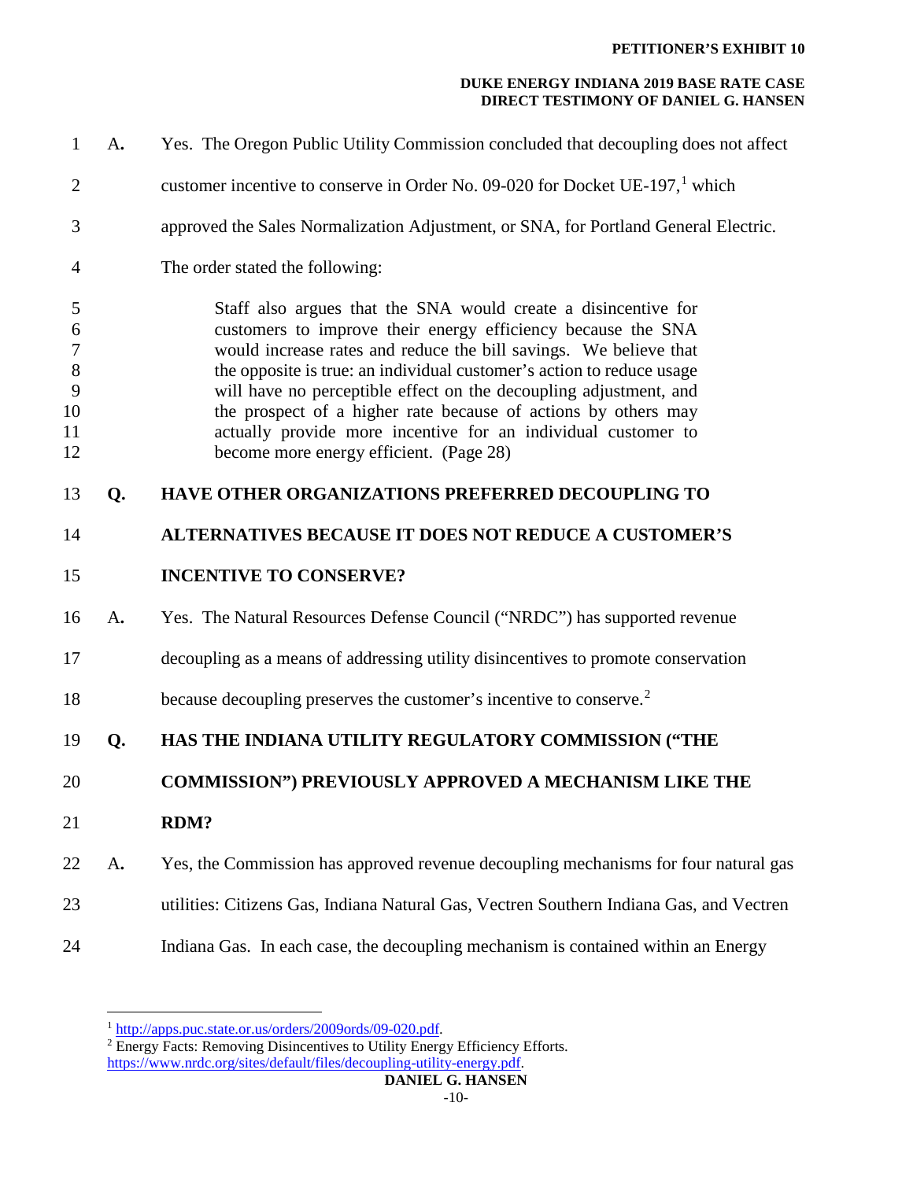**A.** Yes. The Oregon Public Utility Commission concluded that decoupling does not affect customer incentive to conserve in Order No. 09-020 for Docket UE-197,[1] which approved the Sales Normalization Adjustment, or SNA, for Portland General Electric. The order stated the following:

> Staff also argues that the SNA would create a disincentive for customers to improve their energy efficiency because the SNA would increase rates and reduce the bill savings. We believe that the opposite is true: an individual customer's action to reduce usage will have no perceptible effect on the decoupling adjustment, and the prospect of a higher rate because of actions by others may actually provide more incentive for an individual customer to become more energy efficient. (Page 28)

**Q. HAVE OTHER ORGANIZATIONS PREFERRED DECOUPLING TO ALTERNATIVES BECAUSE IT DOES NOT REDUCE A CUSTOMER'S INCENTIVE TO CONSERVE?**

**A.** Yes. The Natural Resources Defense Council ("NRDC") has supported revenue decoupling as a means of addressing utility disincentives to promote conservation because decoupling preserves the customer's incentive to conserve.[2]

**Q. HAS THE INDIANA UTILITY REGULATORY COMMISSION ("THE COMMISSION") PREVIOUSLY APPROVED A MECHANISM LIKE THE RDM?**

**A.** Yes, the Commission has approved revenue decoupling mechanisms for four natural gas utilities: Citizens Gas, Indiana Natural Gas, Vectren Southern Indiana Gas, and Vectren Indiana Gas. In each case, the decoupling mechanism is contained within an Energy

---

[1] http://apps.puc.state.or.us/orders/2009ords/09-020.pdf.

[2] Energy Facts: Removing Disincentives to Utility Energy Efficiency Efforts. https://www.nrdc.org/sites/default/files/decoupling-utility-energy.pdf.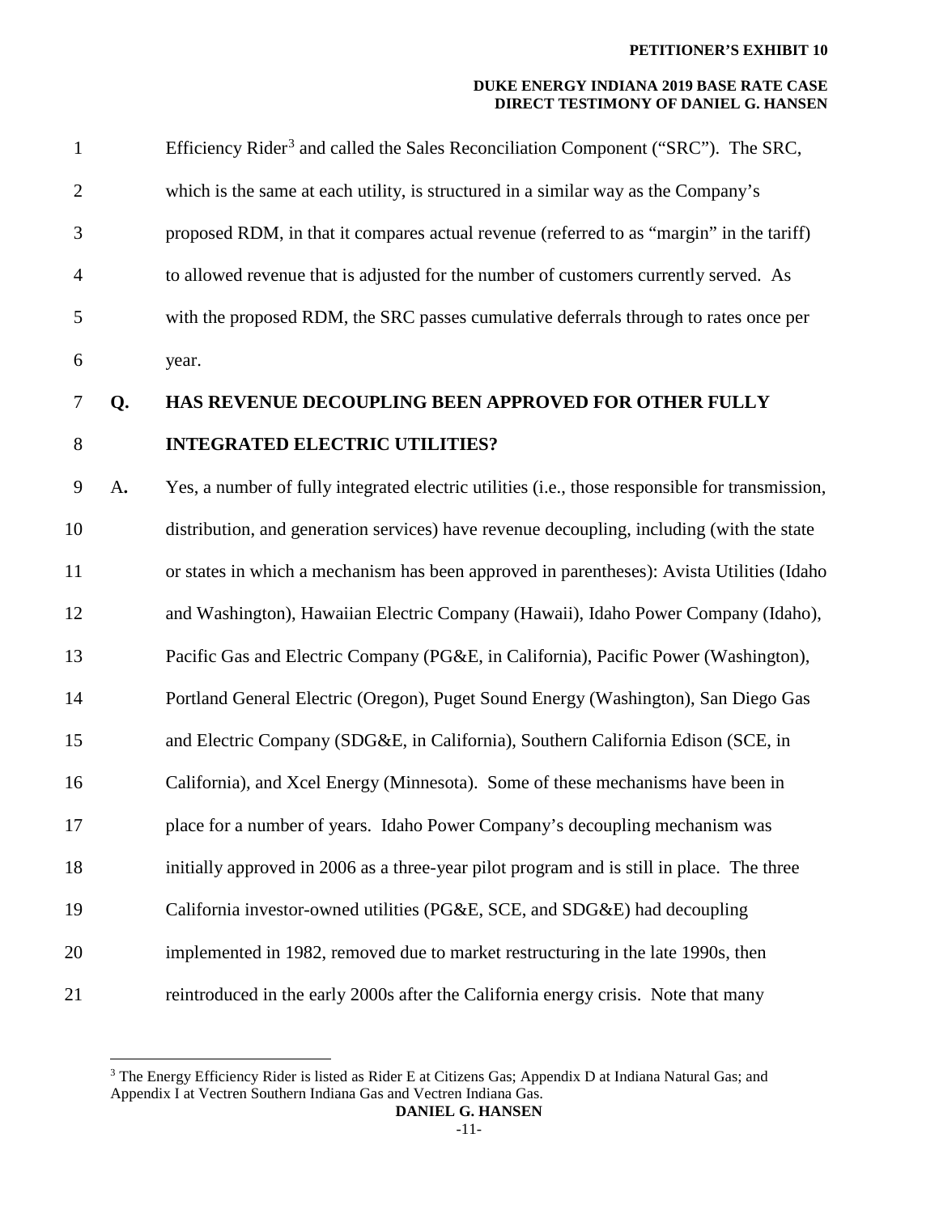Efficiency Rider[3] and called the Sales Reconciliation Component ("SRC"). The SRC, which is the same at each utility, is structured in a similar way as the Company's proposed RDM, in that it compares actual revenue (referred to as "margin" in the tariff) to allowed revenue that is adjusted for the number of customers currently served. As with the proposed RDM, the SRC passes cumulative deferrals through to rates once per year.

**Q. HAS REVENUE DECOUPLING BEEN APPROVED FOR OTHER FULLY INTEGRATED ELECTRIC UTILITIES?**

**A.** Yes, a number of fully integrated electric utilities (i.e., those responsible for transmission, distribution, and generation services) have revenue decoupling, including (with the state or states in which a mechanism has been approved in parentheses): Avista Utilities (Idaho and Washington), Hawaiian Electric Company (Hawaii), Idaho Power Company (Idaho), Pacific Gas and Electric Company (PG&E, in California), Pacific Power (Washington), Portland General Electric (Oregon), Puget Sound Energy (Washington), San Diego Gas and Electric Company (SDG&E, in California), Southern California Edison (SCE, in California), and Xcel Energy (Minnesota). Some of these mechanisms have been in place for a number of years. Idaho Power Company's decoupling mechanism was initially approved in 2006 as a three-year pilot program and is still in place. The three California investor-owned utilities (PG&E, SCE, and SDG&E) had decoupling implemented in 1982, removed due to market restructuring in the late 1990s, then reintroduced in the early 2000s after the California energy crisis. Note that many

[3] The Energy Efficiency Rider is listed as Rider E at Citizens Gas; Appendix D at Indiana Natural Gas; and Appendix I at Vectren Southern Indiana Gas and Vectren Indiana Gas.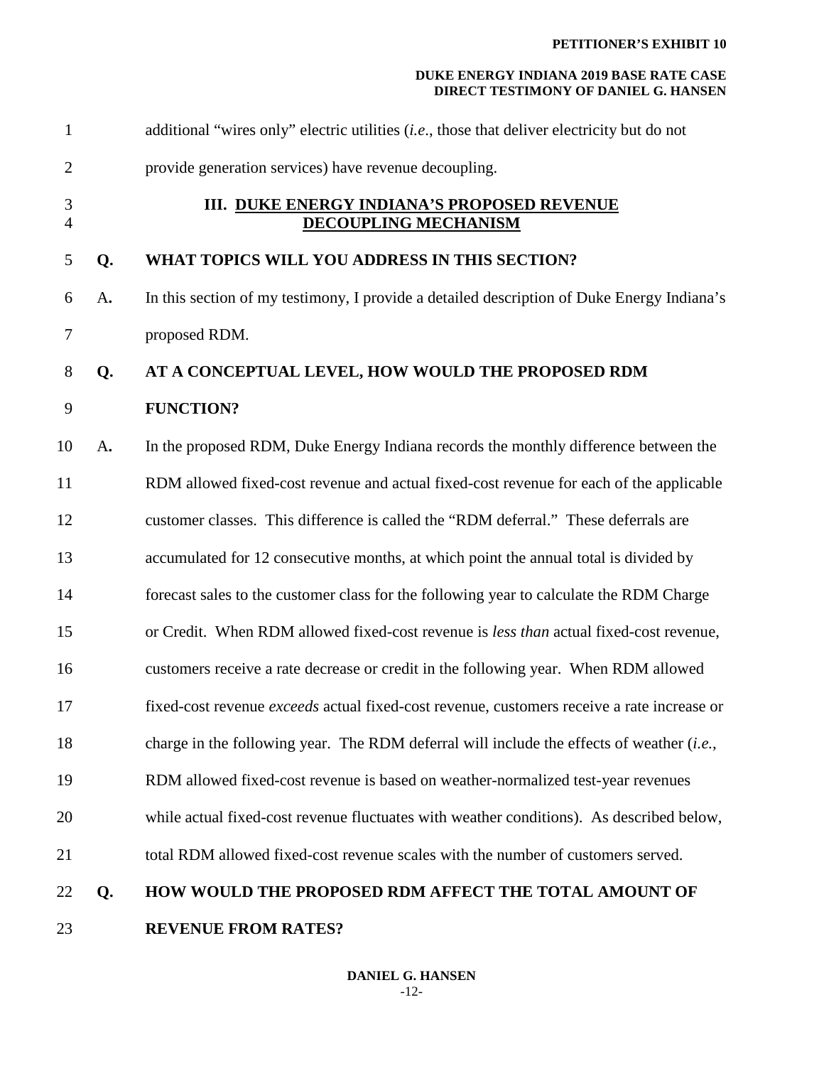additional "wires only" electric utilities (*i.e*., those that deliver electricity but do not provide generation services) have revenue decoupling.

## III. DUKE ENERGY INDIANA'S PROPOSED REVENUE DECOUPLING MECHANISM

**Q. WHAT TOPICS WILL YOU ADDRESS IN THIS SECTION?**

A. In this section of my testimony, I provide a detailed description of Duke Energy Indiana's proposed RDM.

**Q. AT A CONCEPTUAL LEVEL, HOW WOULD THE PROPOSED RDM FUNCTION?**

A. In the proposed RDM, Duke Energy Indiana records the monthly difference between the RDM allowed fixed-cost revenue and actual fixed-cost revenue for each of the applicable customer classes. This difference is called the "RDM deferral." These deferrals are accumulated for 12 consecutive months, at which point the annual total is divided by forecast sales to the customer class for the following year to calculate the RDM Charge or Credit. When RDM allowed fixed-cost revenue is *less than* actual fixed-cost revenue, customers receive a rate decrease or credit in the following year. When RDM allowed fixed-cost revenue *exceeds* actual fixed-cost revenue, customers receive a rate increase or charge in the following year. The RDM deferral will include the effects of weather (*i.e.*, RDM allowed fixed-cost revenue is based on weather-normalized test-year revenues while actual fixed-cost revenue fluctuates with weather conditions). As described below, total RDM allowed fixed-cost revenue scales with the number of customers served.

**Q. HOW WOULD THE PROPOSED RDM AFFECT THE TOTAL AMOUNT OF REVENUE FROM RATES?**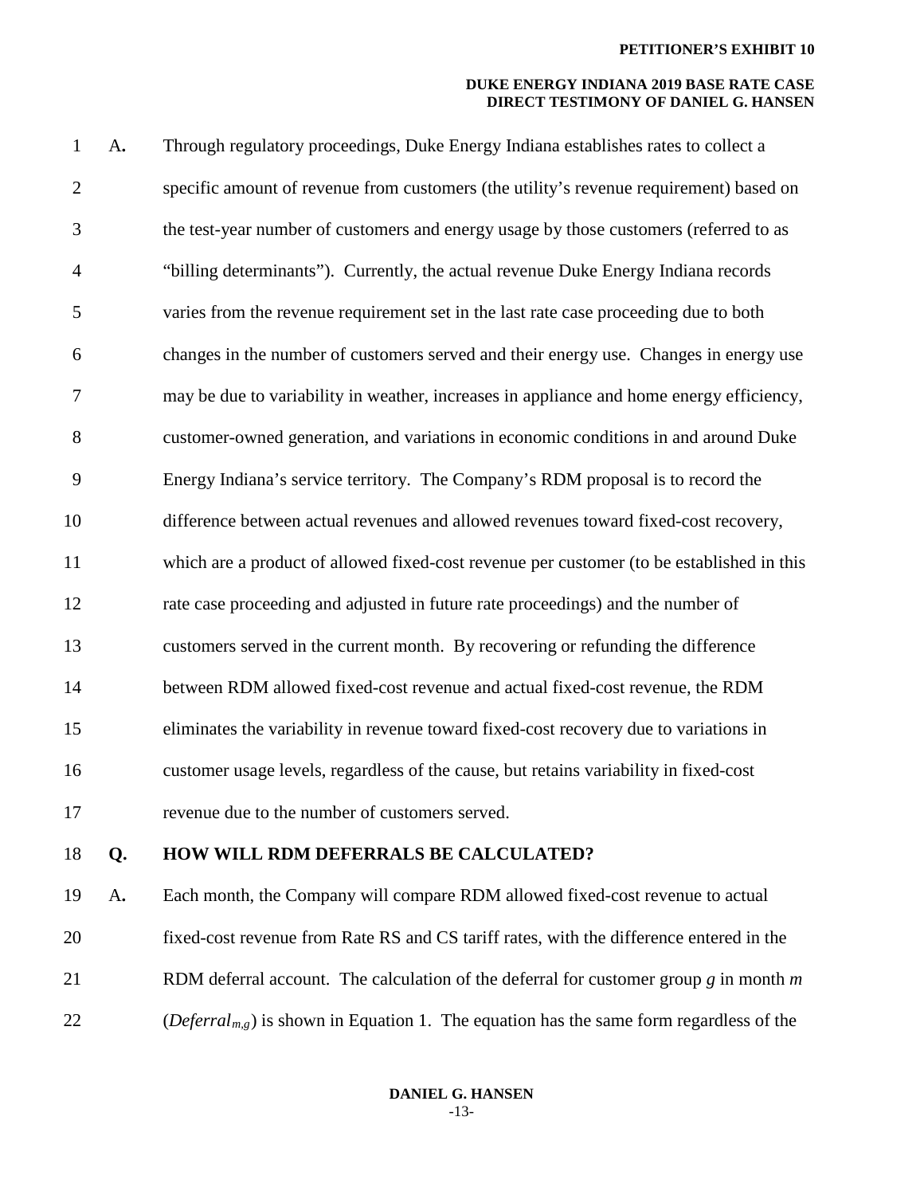**A.** Through regulatory proceedings, Duke Energy Indiana establishes rates to collect a specific amount of revenue from customers (the utility's revenue requirement) based on the test-year number of customers and energy usage by those customers (referred to as "billing determinants"). Currently, the actual revenue Duke Energy Indiana records varies from the revenue requirement set in the last rate case proceeding due to both changes in the number of customers served and their energy use. Changes in energy use may be due to variability in weather, increases in appliance and home energy efficiency, customer-owned generation, and variations in economic conditions in and around Duke Energy Indiana's service territory. The Company's RDM proposal is to record the difference between actual revenues and allowed revenues toward fixed-cost recovery, which are a product of allowed fixed-cost revenue per customer (to be established in this rate case proceeding and adjusted in future rate proceedings) and the number of customers served in the current month. By recovering or refunding the difference between RDM allowed fixed-cost revenue and actual fixed-cost revenue, the RDM eliminates the variability in revenue toward fixed-cost recovery due to variations in customer usage levels, regardless of the cause, but retains variability in fixed-cost revenue due to the number of customers served.

**Q. HOW WILL RDM DEFERRALS BE CALCULATED?**

**A.** Each month, the Company will compare RDM allowed fixed-cost revenue to actual fixed-cost revenue from Rate RS and CS tariff rates, with the difference entered in the RDM deferral account. The calculation of the deferral for customer group $g$ in month $m$ ($Deferral_{m,g}$) is shown in Equation 1. The equation has the same form regardless of the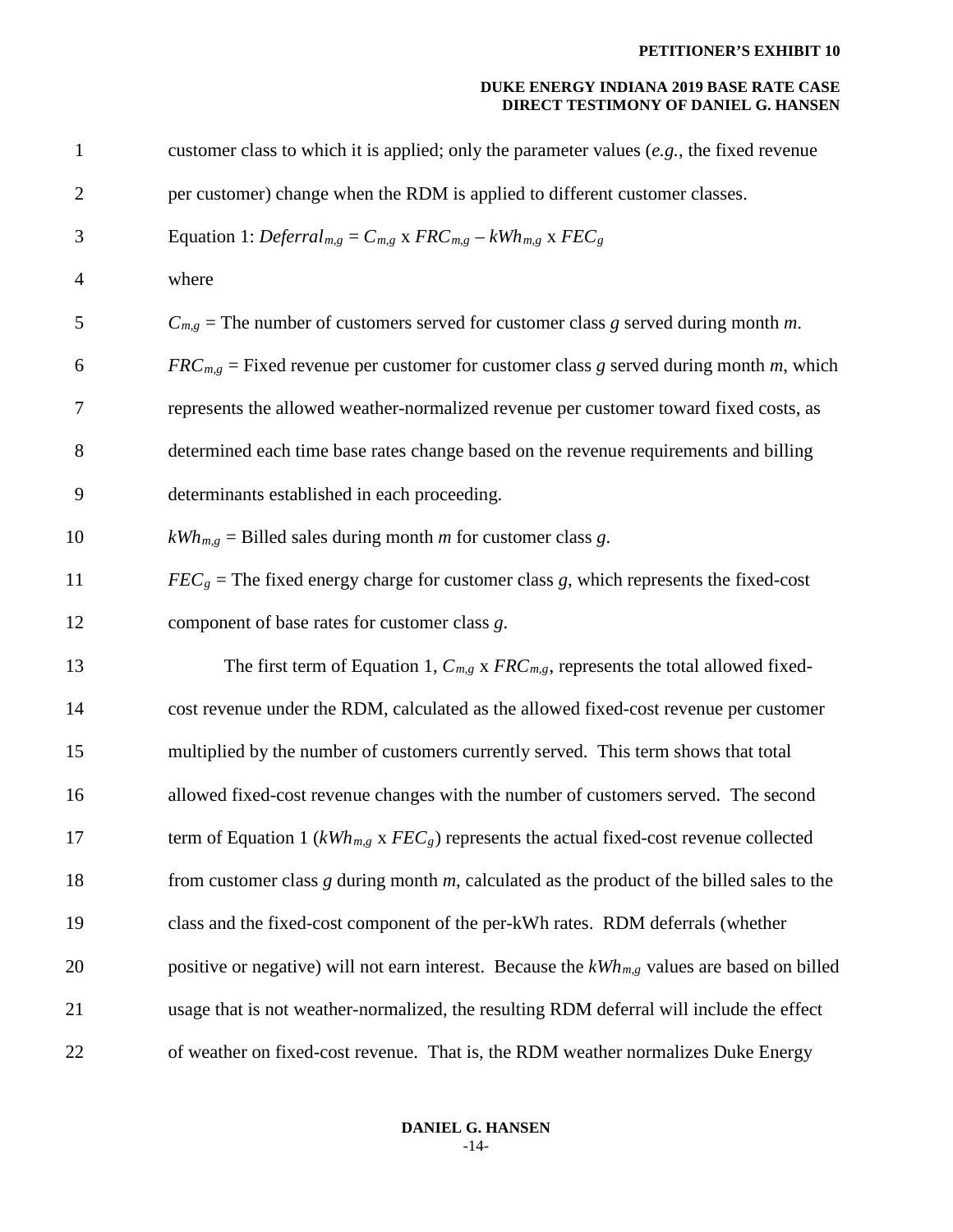customer class to which it is applied; only the parameter values (*e.g.*, the fixed revenue per customer) change when the RDM is applied to different customer classes.

Equation 1: $Deferral_{m,g} = C_{m,g} \text{ x } FRC_{m,g} - kWh_{m,g} \text{ x } FEC_g$

where

$C_{m,g}$ = The number of customers served for customer class *g* served during month *m*.

$FRC_{m,g}$ = Fixed revenue per customer for customer class *g* served during month *m*, which represents the allowed weather-normalized revenue per customer toward fixed costs, as determined each time base rates change based on the revenue requirements and billing determinants established in each proceeding.

$kWh_{m,g}$ = Billed sales during month *m* for customer class *g*.

$FEC_g$ = The fixed energy charge for customer class *g*, which represents the fixed-cost component of base rates for customer class *g*.

The first term of Equation 1, $C_{m,g} \text{ x } FRC_{m,g}$, represents the total allowed fixed-cost revenue under the RDM, calculated as the allowed fixed-cost revenue per customer multiplied by the number of customers currently served. This term shows that total allowed fixed-cost revenue changes with the number of customers served. The second term of Equation 1 ($kWh_{m,g} \text{ x } FEC_g$) represents the actual fixed-cost revenue collected from customer class *g* during month *m*, calculated as the product of the billed sales to the class and the fixed-cost component of the per-kWh rates. RDM deferrals (whether positive or negative) will not earn interest. Because the $kWh_{m,g}$ values are based on billed usage that is not weather-normalized, the resulting RDM deferral will include the effect of weather on fixed-cost revenue. That is, the RDM weather normalizes Duke Energy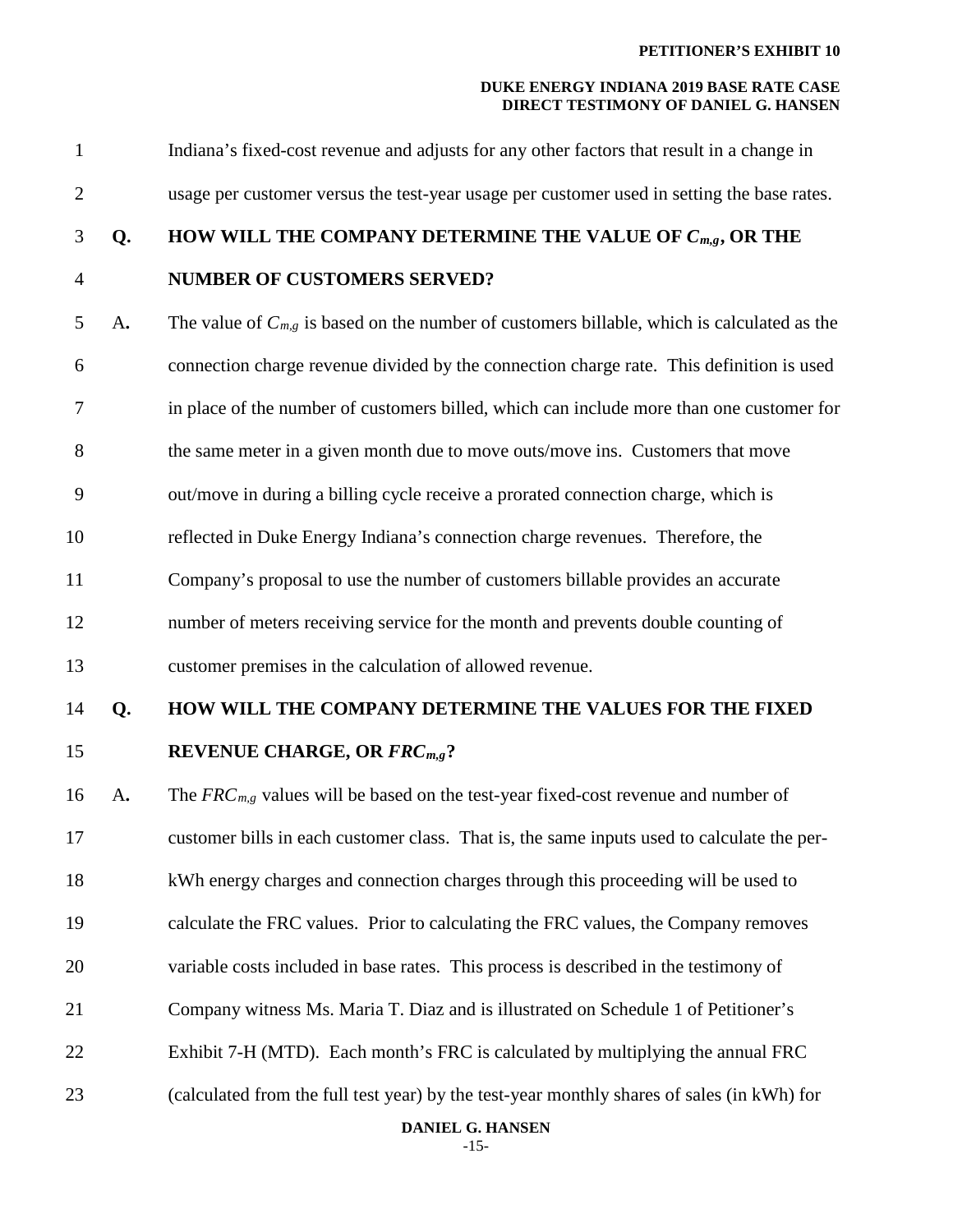Indiana's fixed-cost revenue and adjusts for any other factors that result in a change in usage per customer versus the test-year usage per customer used in setting the base rates.

**Q. HOW WILL THE COMPANY DETERMINE THE VALUE OF $C_{m,g}$, OR THE NUMBER OF CUSTOMERS SERVED?**

A. The value of $C_{m,g}$ is based on the number of customers billable, which is calculated as the connection charge revenue divided by the connection charge rate. This definition is used in place of the number of customers billed, which can include more than one customer for the same meter in a given month due to move outs/move ins. Customers that move out/move in during a billing cycle receive a prorated connection charge, which is reflected in Duke Energy Indiana's connection charge revenues. Therefore, the Company's proposal to use the number of customers billable provides an accurate number of meters receiving service for the month and prevents double counting of customer premises in the calculation of allowed revenue.

**Q. HOW WILL THE COMPANY DETERMINE THE VALUES FOR THE FIXED REVENUE CHARGE, OR $FRC_{m,g}$?**

A. The $FRC_{m,g}$ values will be based on the test-year fixed-cost revenue and number of customer bills in each customer class. That is, the same inputs used to calculate the per-kWh energy charges and connection charges through this proceeding will be used to calculate the FRC values. Prior to calculating the FRC values, the Company removes variable costs included in base rates. This process is described in the testimony of Company witness Ms. Maria T. Diaz and is illustrated on Schedule 1 of Petitioner's Exhibit 7-H (MTD). Each month's FRC is calculated by multiplying the annual FRC (calculated from the full test year) by the test-year monthly shares of sales (in kWh) for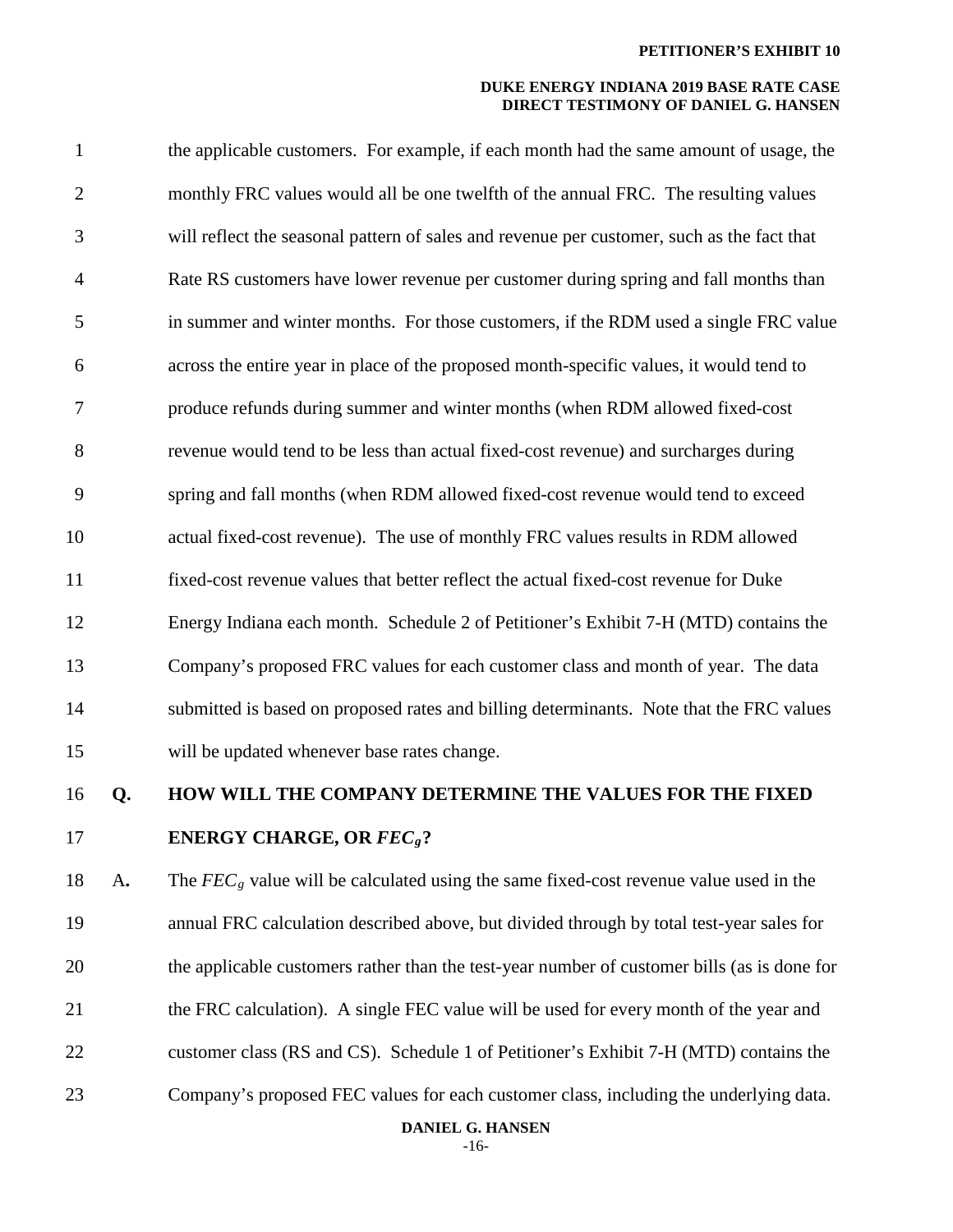the applicable customers. For example, if each month had the same amount of usage, the monthly FRC values would all be one twelfth of the annual FRC. The resulting values will reflect the seasonal pattern of sales and revenue per customer, such as the fact that Rate RS customers have lower revenue per customer during spring and fall months than in summer and winter months. For those customers, if the RDM used a single FRC value across the entire year in place of the proposed month-specific values, it would tend to produce refunds during summer and winter months (when RDM allowed fixed-cost revenue would tend to be less than actual fixed-cost revenue) and surcharges during spring and fall months (when RDM allowed fixed-cost revenue would tend to exceed actual fixed-cost revenue). The use of monthly FRC values results in RDM allowed fixed-cost revenue values that better reflect the actual fixed-cost revenue for Duke Energy Indiana each month. Schedule 2 of Petitioner's Exhibit 7-H (MTD) contains the Company's proposed FRC values for each customer class and month of year. The data submitted is based on proposed rates and billing determinants. Note that the FRC values will be updated whenever base rates change.

**Q. HOW WILL THE COMPANY DETERMINE THE VALUES FOR THE FIXED ENERGY CHARGE, OR $FEC_g$?**

A. The $FEC_g$ value will be calculated using the same fixed-cost revenue value used in the annual FRC calculation described above, but divided through by total test-year sales for the applicable customers rather than the test-year number of customer bills (as is done for the FRC calculation). A single FEC value will be used for every month of the year and customer class (RS and CS). Schedule 1 of Petitioner's Exhibit 7-H (MTD) contains the Company's proposed FEC values for each customer class, including the underlying data.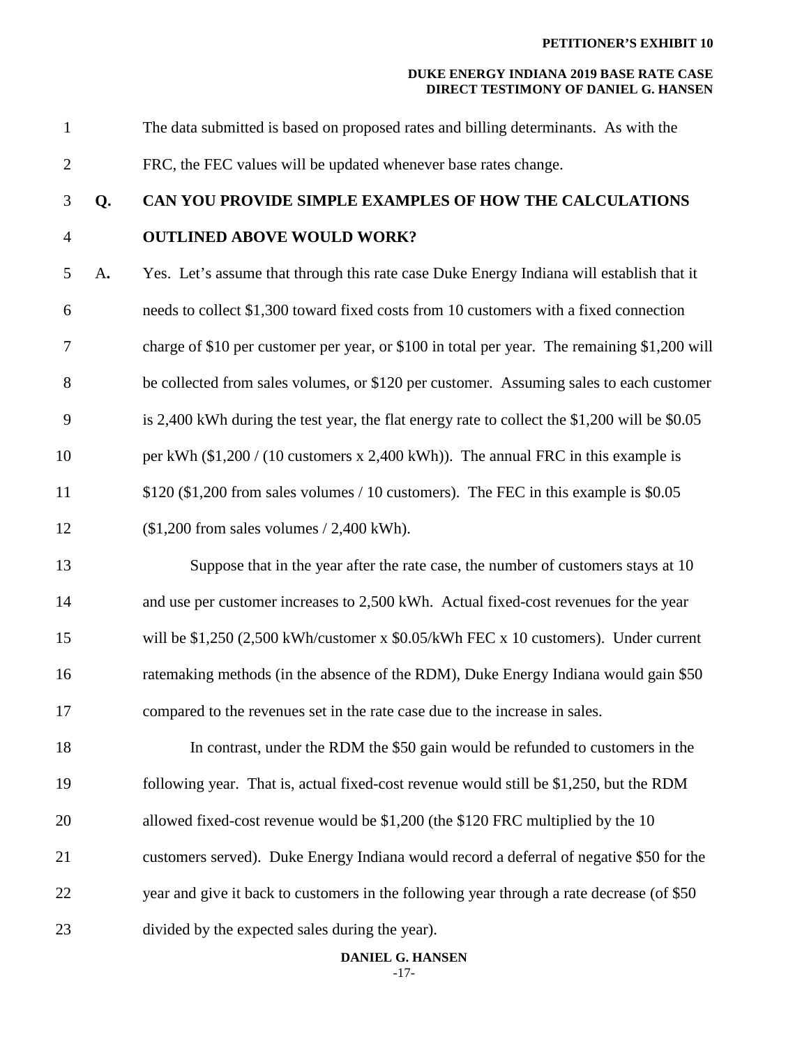The data submitted is based on proposed rates and billing determinants. As with the FRC, the FEC values will be updated whenever base rates change.

**Q. CAN YOU PROVIDE SIMPLE EXAMPLES OF HOW THE CALCULATIONS OUTLINED ABOVE WOULD WORK?**

A. Yes. Let's assume that through this rate case Duke Energy Indiana will establish that it needs to collect $1,300 toward fixed costs from 10 customers with a fixed connection charge of $10 per customer per year, or $100 in total per year. The remaining $1,200 will be collected from sales volumes, or $120 per customer. Assuming sales to each customer is 2,400 kWh during the test year, the flat energy rate to collect the $1,200 will be $0.05 per kWh ($1,200 / (10 customers x 2,400 kWh)). The annual FRC in this example is $120 ($1,200 from sales volumes / 10 customers). The FEC in this example is $0.05 ($1,200 from sales volumes / 2,400 kWh).

Suppose that in the year after the rate case, the number of customers stays at 10 and use per customer increases to 2,500 kWh. Actual fixed-cost revenues for the year will be $1,250 (2,500 kWh/customer x $0.05/kWh FEC x 10 customers). Under current ratemaking methods (in the absence of the RDM), Duke Energy Indiana would gain $50 compared to the revenues set in the rate case due to the increase in sales.

In contrast, under the RDM the $50 gain would be refunded to customers in the following year. That is, actual fixed-cost revenue would still be $1,250, but the RDM allowed fixed-cost revenue would be $1,200 (the $120 FRC multiplied by the 10 customers served). Duke Energy Indiana would record a deferral of negative $50 for the year and give it back to customers in the following year through a rate decrease (of $50 divided by the expected sales during the year).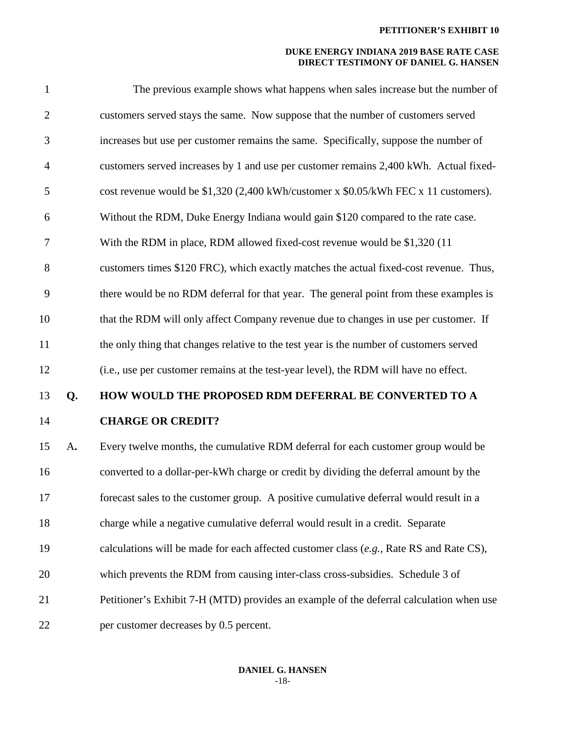The previous example shows what happens when sales increase but the number of customers served stays the same. Now suppose that the number of customers served increases but use per customer remains the same. Specifically, suppose the number of customers served increases by 1 and use per customer remains 2,400 kWh. Actual fixed-cost revenue would be $1,320 (2,400 kWh/customer x $0.05/kWh FEC x 11 customers). Without the RDM, Duke Energy Indiana would gain $120 compared to the rate case. With the RDM in place, RDM allowed fixed-cost revenue would be $1,320 (11 customers times $120 FRC), which exactly matches the actual fixed-cost revenue. Thus, there would be no RDM deferral for that year. The general point from these examples is that the RDM will only affect Company revenue due to changes in use per customer. If the only thing that changes relative to the test year is the number of customers served (i.e., use per customer remains at the test-year level), the RDM will have no effect.

**Q. HOW WOULD THE PROPOSED RDM DEFERRAL BE CONVERTED TO A CHARGE OR CREDIT?**

A**.** Every twelve months, the cumulative RDM deferral for each customer group would be converted to a dollar-per-kWh charge or credit by dividing the deferral amount by the forecast sales to the customer group. A positive cumulative deferral would result in a charge while a negative cumulative deferral would result in a credit. Separate calculations will be made for each affected customer class (*e.g.*, Rate RS and Rate CS), which prevents the RDM from causing inter-class cross-subsidies. Schedule 3 of Petitioner's Exhibit 7-H (MTD) provides an example of the deferral calculation when use per customer decreases by 0.5 percent.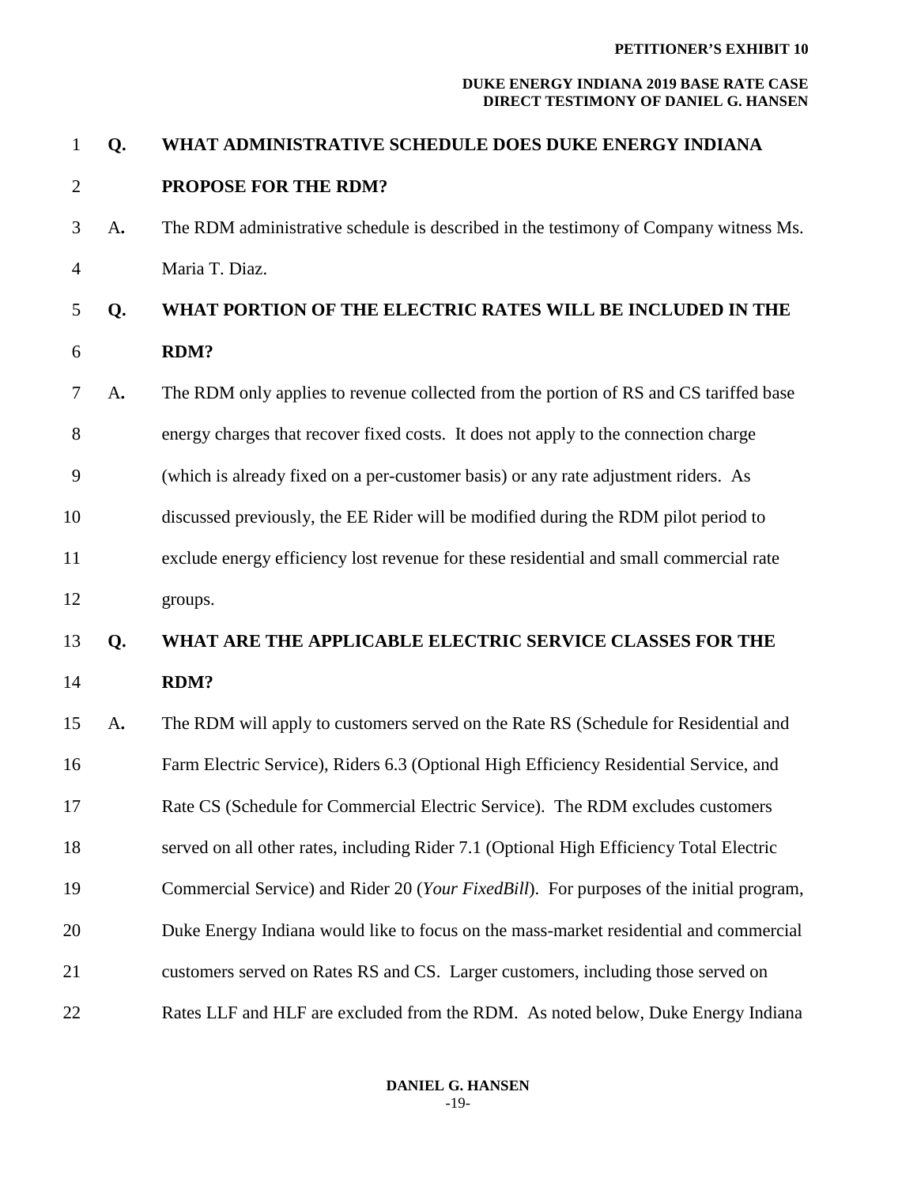**Q. WHAT ADMINISTRATIVE SCHEDULE DOES DUKE ENERGY INDIANA PROPOSE FOR THE RDM?**

A. The RDM administrative schedule is described in the testimony of Company witness Ms. Maria T. Diaz.

**Q. WHAT PORTION OF THE ELECTRIC RATES WILL BE INCLUDED IN THE RDM?**

A. The RDM only applies to revenue collected from the portion of RS and CS tariffed base energy charges that recover fixed costs. It does not apply to the connection charge (which is already fixed on a per-customer basis) or any rate adjustment riders. As discussed previously, the EE Rider will be modified during the RDM pilot period to exclude energy efficiency lost revenue for these residential and small commercial rate groups.

**Q. WHAT ARE THE APPLICABLE ELECTRIC SERVICE CLASSES FOR THE RDM?**

A. The RDM will apply to customers served on the Rate RS (Schedule for Residential and Farm Electric Service), Riders 6.3 (Optional High Efficiency Residential Service, and Rate CS (Schedule for Commercial Electric Service). The RDM excludes customers served on all other rates, including Rider 7.1 (Optional High Efficiency Total Electric Commercial Service) and Rider 20 (*Your FixedBill*). For purposes of the initial program, Duke Energy Indiana would like to focus on the mass-market residential and commercial customers served on Rates RS and CS. Larger customers, including those served on Rates LLF and HLF are excluded from the RDM. As noted below, Duke Energy Indiana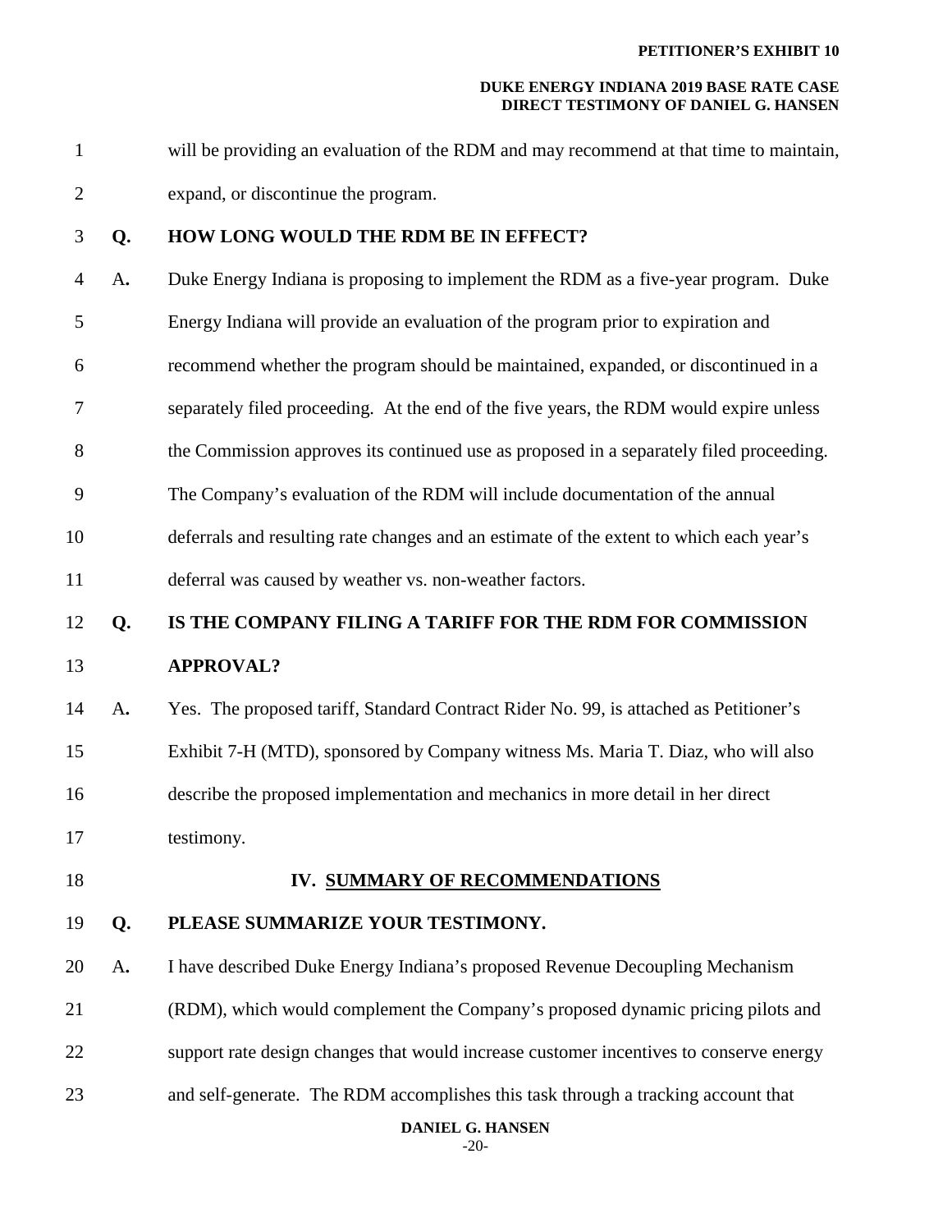will be providing an evaluation of the RDM and may recommend at that time to maintain, expand, or discontinue the program.

**Q. HOW LONG WOULD THE RDM BE IN EFFECT?**

A. Duke Energy Indiana is proposing to implement the RDM as a five-year program. Duke Energy Indiana will provide an evaluation of the program prior to expiration and recommend whether the program should be maintained, expanded, or discontinued in a separately filed proceeding. At the end of the five years, the RDM would expire unless the Commission approves its continued use as proposed in a separately filed proceeding. The Company's evaluation of the RDM will include documentation of the annual deferrals and resulting rate changes and an estimate of the extent to which each year's deferral was caused by weather vs. non-weather factors.

**Q. IS THE COMPANY FILING A TARIFF FOR THE RDM FOR COMMISSION APPROVAL?**

A. Yes. The proposed tariff, Standard Contract Rider No. 99, is attached as Petitioner's Exhibit 7-H (MTD), sponsored by Company witness Ms. Maria T. Diaz, who will also describe the proposed implementation and mechanics in more detail in her direct testimony.

## IV. SUMMARY OF RECOMMENDATIONS

**Q. PLEASE SUMMARIZE YOUR TESTIMONY.**

A. I have described Duke Energy Indiana's proposed Revenue Decoupling Mechanism (RDM), which would complement the Company's proposed dynamic pricing pilots and support rate design changes that would increase customer incentives to conserve energy and self-generate. The RDM accomplishes this task through a tracking account that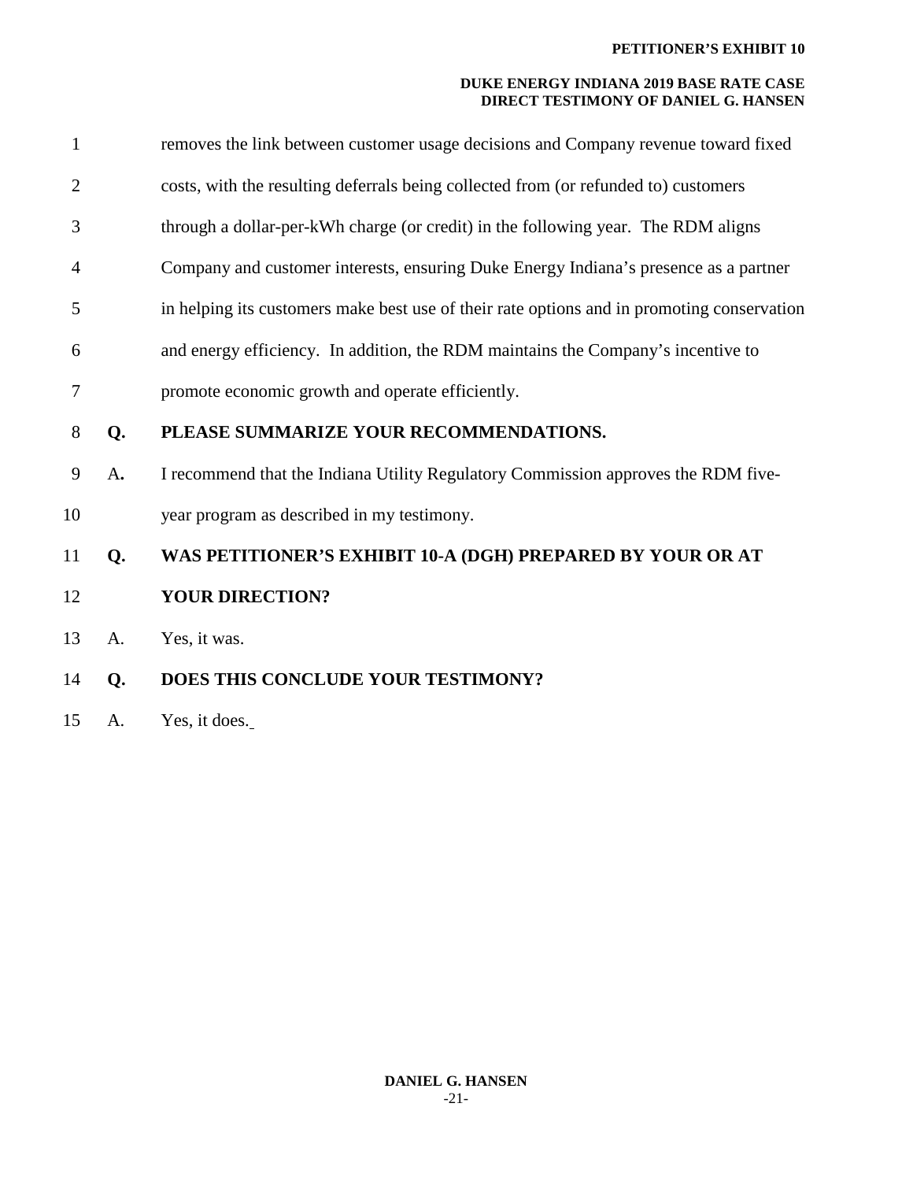removes the link between customer usage decisions and Company revenue toward fixed costs, with the resulting deferrals being collected from (or refunded to) customers through a dollar-per-kWh charge (or credit) in the following year. The RDM aligns Company and customer interests, ensuring Duke Energy Indiana's presence as a partner in helping its customers make best use of their rate options and in promoting conservation and energy efficiency. In addition, the RDM maintains the Company's incentive to promote economic growth and operate efficiently.

**Q. PLEASE SUMMARIZE YOUR RECOMMENDATIONS.**

A. I recommend that the Indiana Utility Regulatory Commission approves the RDM five-year program as described in my testimony.

**Q. WAS PETITIONER'S EXHIBIT 10-A (DGH) PREPARED BY YOUR OR AT YOUR DIRECTION?**

A. Yes, it was.

**Q. DOES THIS CONCLUDE YOUR TESTIMONY?**

A. Yes, it does.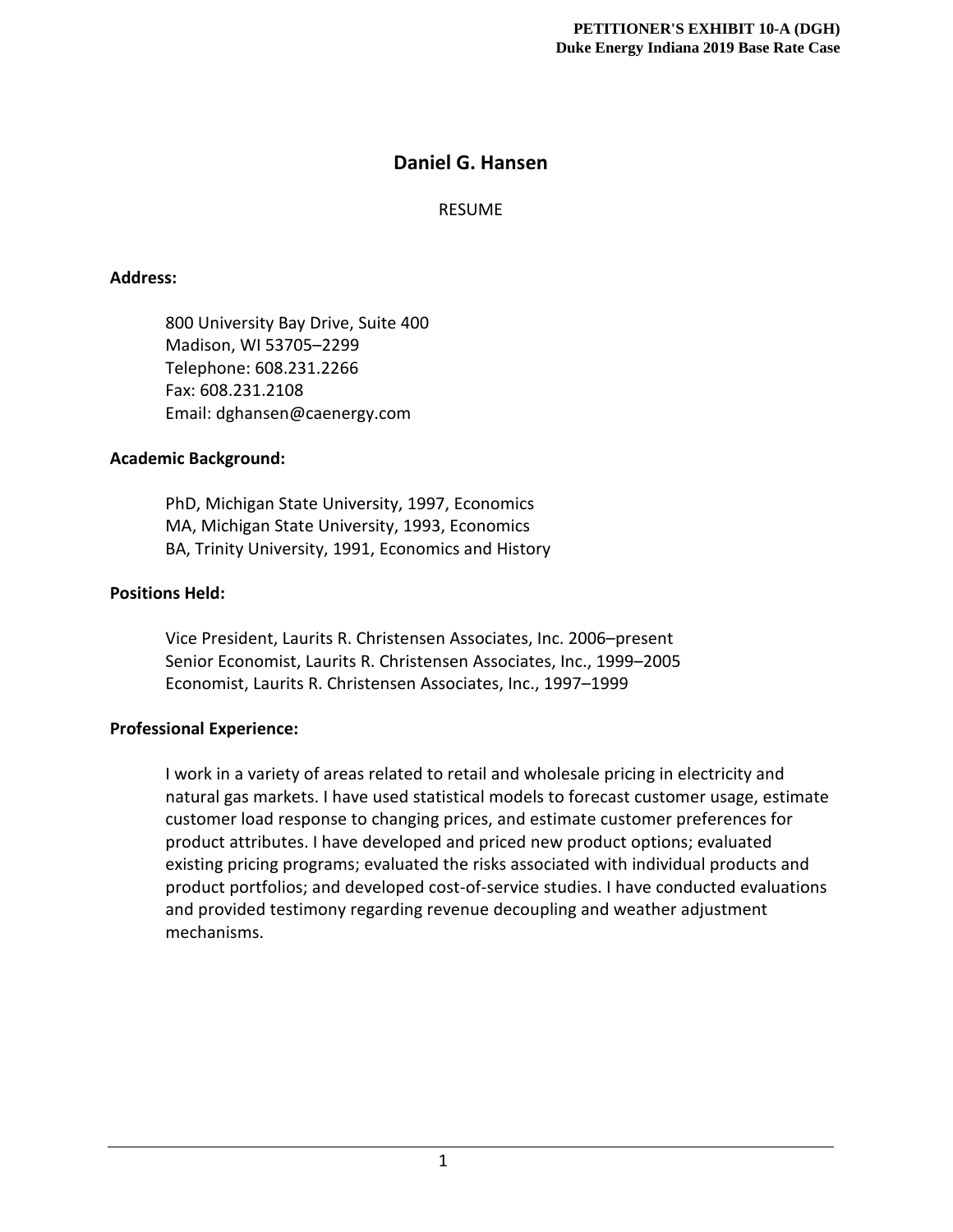# Daniel G. Hansen

RESUME

**Address:**

800 University Bay Drive, Suite 400
Madison, WI 53705–2299
Telephone: 608.231.2266
Fax: 608.231.2108
Email: dghansen@caenergy.com

**Academic Background:**

PhD, Michigan State University, 1997, Economics
MA, Michigan State University, 1993, Economics
BA, Trinity University, 1991, Economics and History

**Positions Held:**

Vice President, Laurits R. Christensen Associates, Inc. 2006–present
Senior Economist, Laurits R. Christensen Associates, Inc., 1999–2005
Economist, Laurits R. Christensen Associates, Inc., 1997–1999

**Professional Experience:**

I work in a variety of areas related to retail and wholesale pricing in electricity and natural gas markets. I have used statistical models to forecast customer usage, estimate customer load response to changing prices, and estimate customer preferences for product attributes. I have developed and priced new product options; evaluated existing pricing programs; evaluated the risks associated with individual products and product portfolios; and developed cost-of-service studies. I have conducted evaluations and provided testimony regarding revenue decoupling and weather adjustment mechanisms.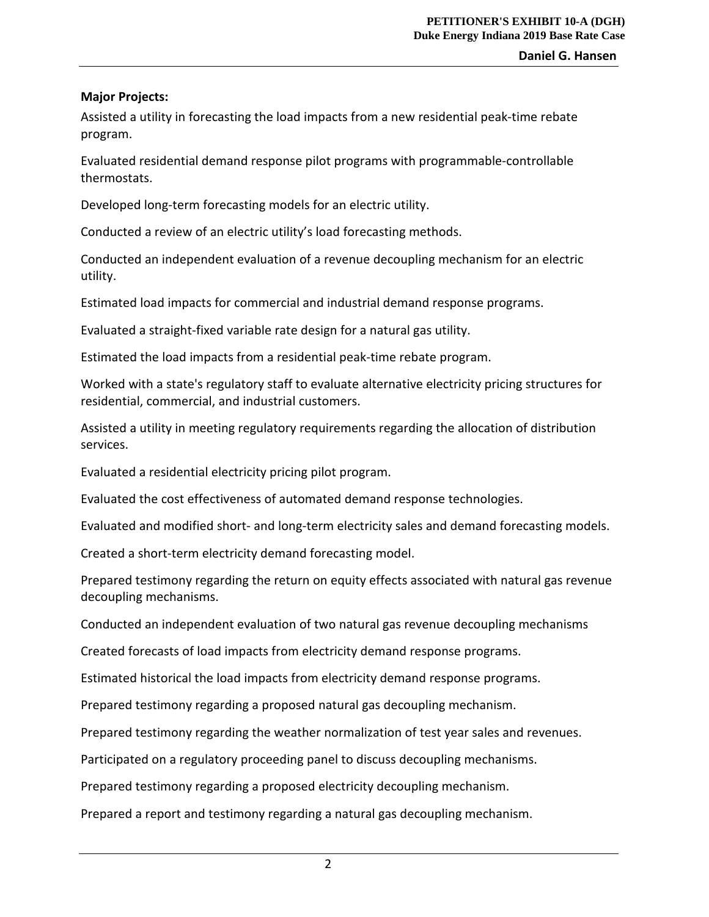**Major Projects:**

Assisted a utility in forecasting the load impacts from a new residential peak-time rebate program.

Evaluated residential demand response pilot programs with programmable-controllable thermostats.

Developed long-term forecasting models for an electric utility.

Conducted a review of an electric utility's load forecasting methods.

Conducted an independent evaluation of a revenue decoupling mechanism for an electric utility.

Estimated load impacts for commercial and industrial demand response programs.

Evaluated a straight-fixed variable rate design for a natural gas utility.

Estimated the load impacts from a residential peak-time rebate program.

Worked with a state's regulatory staff to evaluate alternative electricity pricing structures for residential, commercial, and industrial customers.

Assisted a utility in meeting regulatory requirements regarding the allocation of distribution services.

Evaluated a residential electricity pricing pilot program.

Evaluated the cost effectiveness of automated demand response technologies.

Evaluated and modified short- and long-term electricity sales and demand forecasting models.

Created a short-term electricity demand forecasting model.

Prepared testimony regarding the return on equity effects associated with natural gas revenue decoupling mechanisms.

Conducted an independent evaluation of two natural gas revenue decoupling mechanisms

Created forecasts of load impacts from electricity demand response programs.

Estimated historical the load impacts from electricity demand response programs.

Prepared testimony regarding a proposed natural gas decoupling mechanism.

Prepared testimony regarding the weather normalization of test year sales and revenues.

Participated on a regulatory proceeding panel to discuss decoupling mechanisms.

Prepared testimony regarding a proposed electricity decoupling mechanism.

Prepared a report and testimony regarding a natural gas decoupling mechanism.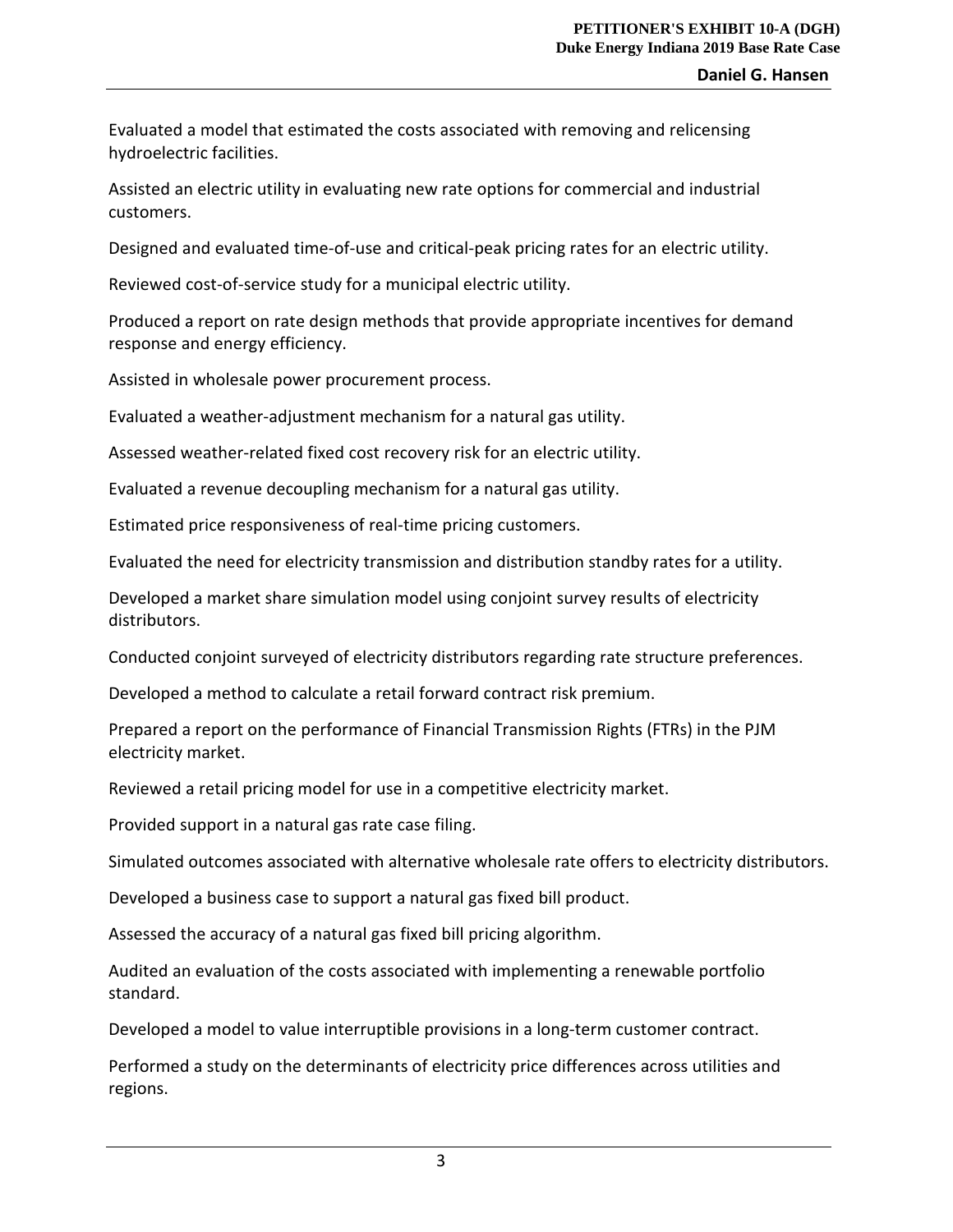Evaluated a model that estimated the costs associated with removing and relicensing hydroelectric facilities.

Assisted an electric utility in evaluating new rate options for commercial and industrial customers.

Designed and evaluated time-of-use and critical-peak pricing rates for an electric utility.

Reviewed cost-of-service study for a municipal electric utility.

Produced a report on rate design methods that provide appropriate incentives for demand response and energy efficiency.

Assisted in wholesale power procurement process.

Evaluated a weather-adjustment mechanism for a natural gas utility.

Assessed weather-related fixed cost recovery risk for an electric utility.

Evaluated a revenue decoupling mechanism for a natural gas utility.

Estimated price responsiveness of real-time pricing customers.

Evaluated the need for electricity transmission and distribution standby rates for a utility.

Developed a market share simulation model using conjoint survey results of electricity distributors.

Conducted conjoint surveyed of electricity distributors regarding rate structure preferences.

Developed a method to calculate a retail forward contract risk premium.

Prepared a report on the performance of Financial Transmission Rights (FTRs) in the PJM electricity market.

Reviewed a retail pricing model for use in a competitive electricity market.

Provided support in a natural gas rate case filing.

Simulated outcomes associated with alternative wholesale rate offers to electricity distributors.

Developed a business case to support a natural gas fixed bill product.

Assessed the accuracy of a natural gas fixed bill pricing algorithm.

Audited an evaluation of the costs associated with implementing a renewable portfolio standard.

Developed a model to value interruptible provisions in a long-term customer contract.

Performed a study on the determinants of electricity price differences across utilities and regions.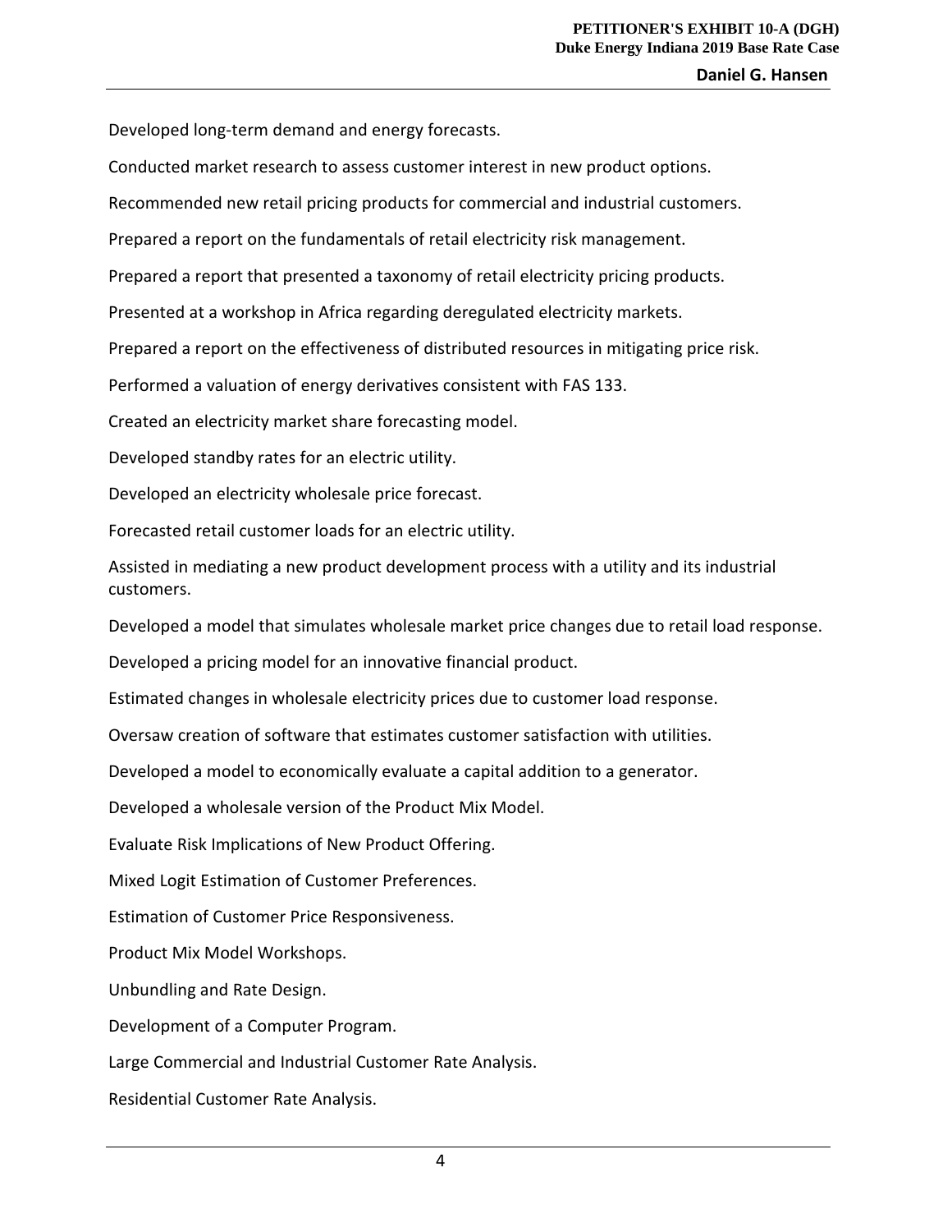Developed long-term demand and energy forecasts.

Conducted market research to assess customer interest in new product options.

Recommended new retail pricing products for commercial and industrial customers.

Prepared a report on the fundamentals of retail electricity risk management.

Prepared a report that presented a taxonomy of retail electricity pricing products.

Presented at a workshop in Africa regarding deregulated electricity markets.

Prepared a report on the effectiveness of distributed resources in mitigating price risk.

Performed a valuation of energy derivatives consistent with FAS 133.

Created an electricity market share forecasting model.

Developed standby rates for an electric utility.

Developed an electricity wholesale price forecast.

Forecasted retail customer loads for an electric utility.

Assisted in mediating a new product development process with a utility and its industrial customers.

Developed a model that simulates wholesale market price changes due to retail load response.

Developed a pricing model for an innovative financial product.

Estimated changes in wholesale electricity prices due to customer load response.

Oversaw creation of software that estimates customer satisfaction with utilities.

Developed a model to economically evaluate a capital addition to a generator.

Developed a wholesale version of the Product Mix Model.

Evaluate Risk Implications of New Product Offering.

Mixed Logit Estimation of Customer Preferences.

Estimation of Customer Price Responsiveness.

Product Mix Model Workshops.

Unbundling and Rate Design.

Development of a Computer Program.

Large Commercial and Industrial Customer Rate Analysis.

Residential Customer Rate Analysis.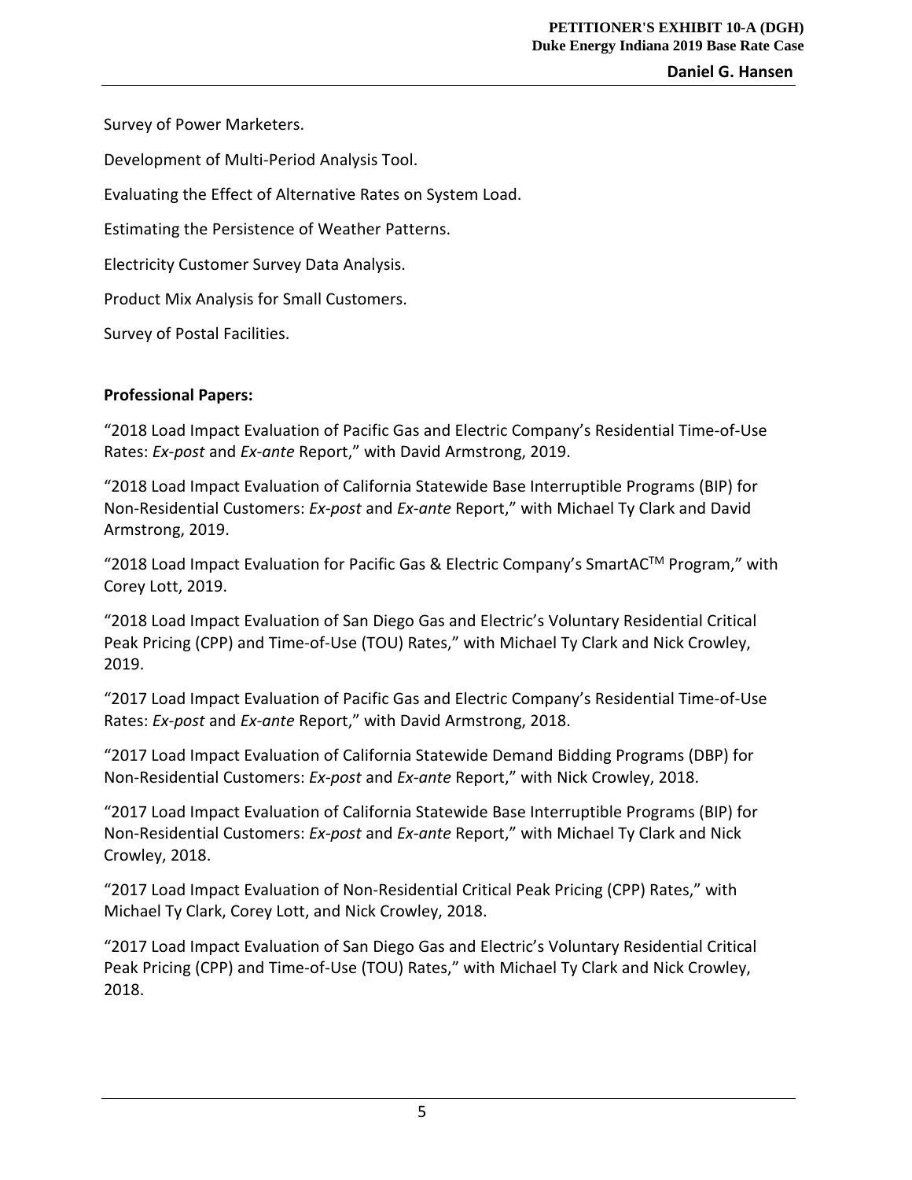Survey of Power Marketers.

Development of Multi-Period Analysis Tool.

Evaluating the Effect of Alternative Rates on System Load.

Estimating the Persistence of Weather Patterns.

Electricity Customer Survey Data Analysis.

Product Mix Analysis for Small Customers.

Survey of Postal Facilities.

**Professional Papers:**

"2018 Load Impact Evaluation of Pacific Gas and Electric Company's Residential Time-of-Use Rates: *Ex-post* and *Ex-ante* Report," with David Armstrong, 2019.

"2018 Load Impact Evaluation of California Statewide Base Interruptible Programs (BIP) for Non-Residential Customers: *Ex-post* and *Ex-ante* Report," with Michael Ty Clark and David Armstrong, 2019.

"2018 Load Impact Evaluation for Pacific Gas & Electric Company's SmartAC™ Program," with Corey Lott, 2019.

"2018 Load Impact Evaluation of San Diego Gas and Electric's Voluntary Residential Critical Peak Pricing (CPP) and Time-of-Use (TOU) Rates," with Michael Ty Clark and Nick Crowley, 2019.

"2017 Load Impact Evaluation of Pacific Gas and Electric Company's Residential Time-of-Use Rates: *Ex-post* and *Ex-ante* Report," with David Armstrong, 2018.

"2017 Load Impact Evaluation of California Statewide Demand Bidding Programs (DBP) for Non-Residential Customers: *Ex-post* and *Ex-ante* Report," with Nick Crowley, 2018.

"2017 Load Impact Evaluation of California Statewide Base Interruptible Programs (BIP) for Non-Residential Customers: *Ex-post* and *Ex-ante* Report," with Michael Ty Clark and Nick Crowley, 2018.

"2017 Load Impact Evaluation of Non-Residential Critical Peak Pricing (CPP) Rates," with Michael Ty Clark, Corey Lott, and Nick Crowley, 2018.

"2017 Load Impact Evaluation of San Diego Gas and Electric's Voluntary Residential Critical Peak Pricing (CPP) and Time-of-Use (TOU) Rates," with Michael Ty Clark and Nick Crowley, 2018.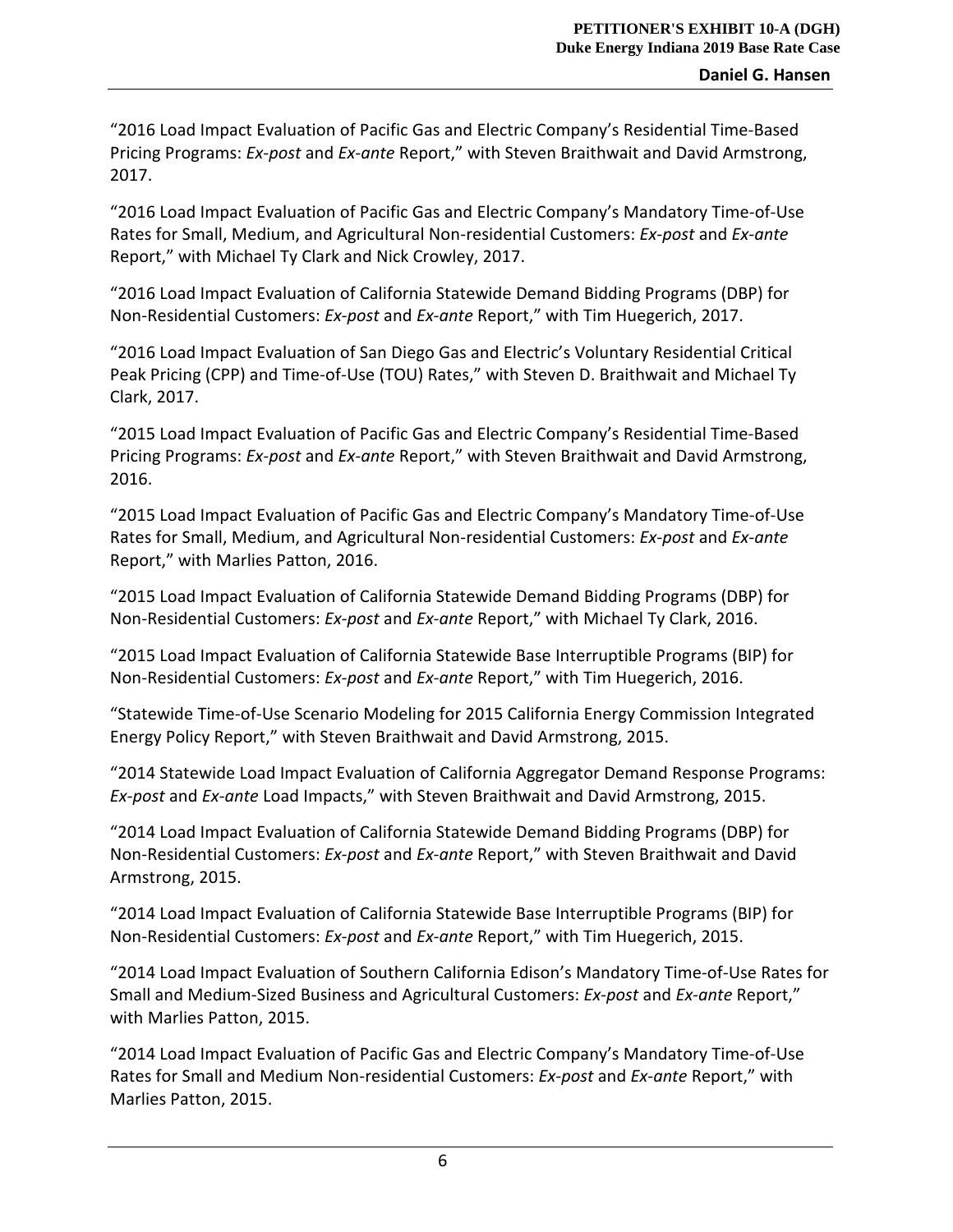"2016 Load Impact Evaluation of Pacific Gas and Electric Company's Residential Time-Based Pricing Programs: *Ex-post* and *Ex-ante* Report," with Steven Braithwait and David Armstrong, 2017.

"2016 Load Impact Evaluation of Pacific Gas and Electric Company's Mandatory Time-of-Use Rates for Small, Medium, and Agricultural Non-residential Customers: *Ex-post* and *Ex-ante* Report," with Michael Ty Clark and Nick Crowley, 2017.

"2016 Load Impact Evaluation of California Statewide Demand Bidding Programs (DBP) for Non-Residential Customers: *Ex-post* and *Ex-ante* Report," with Tim Huegerich, 2017.

"2016 Load Impact Evaluation of San Diego Gas and Electric's Voluntary Residential Critical Peak Pricing (CPP) and Time-of-Use (TOU) Rates," with Steven D. Braithwait and Michael Ty Clark, 2017.

"2015 Load Impact Evaluation of Pacific Gas and Electric Company's Residential Time-Based Pricing Programs: *Ex-post* and *Ex-ante* Report," with Steven Braithwait and David Armstrong, 2016.

"2015 Load Impact Evaluation of Pacific Gas and Electric Company's Mandatory Time-of-Use Rates for Small, Medium, and Agricultural Non-residential Customers: *Ex-post* and *Ex-ante* Report," with Marlies Patton, 2016.

"2015 Load Impact Evaluation of California Statewide Demand Bidding Programs (DBP) for Non-Residential Customers: *Ex-post* and *Ex-ante* Report," with Michael Ty Clark, 2016.

"2015 Load Impact Evaluation of California Statewide Base Interruptible Programs (BIP) for Non-Residential Customers: *Ex-post* and *Ex-ante* Report," with Tim Huegerich, 2016.

"Statewide Time-of-Use Scenario Modeling for 2015 California Energy Commission Integrated Energy Policy Report," with Steven Braithwait and David Armstrong, 2015.

"2014 Statewide Load Impact Evaluation of California Aggregator Demand Response Programs: *Ex-post* and *Ex-ante* Load Impacts," with Steven Braithwait and David Armstrong, 2015.

"2014 Load Impact Evaluation of California Statewide Demand Bidding Programs (DBP) for Non-Residential Customers: *Ex-post* and *Ex-ante* Report," with Steven Braithwait and David Armstrong, 2015.

"2014 Load Impact Evaluation of California Statewide Base Interruptible Programs (BIP) for Non-Residential Customers: *Ex-post* and *Ex-ante* Report," with Tim Huegerich, 2015.

"2014 Load Impact Evaluation of Southern California Edison's Mandatory Time-of-Use Rates for Small and Medium-Sized Business and Agricultural Customers: *Ex-post* and *Ex-ante* Report," with Marlies Patton, 2015.

"2014 Load Impact Evaluation of Pacific Gas and Electric Company's Mandatory Time-of-Use Rates for Small and Medium Non-residential Customers: *Ex-post* and *Ex-ante* Report," with Marlies Patton, 2015.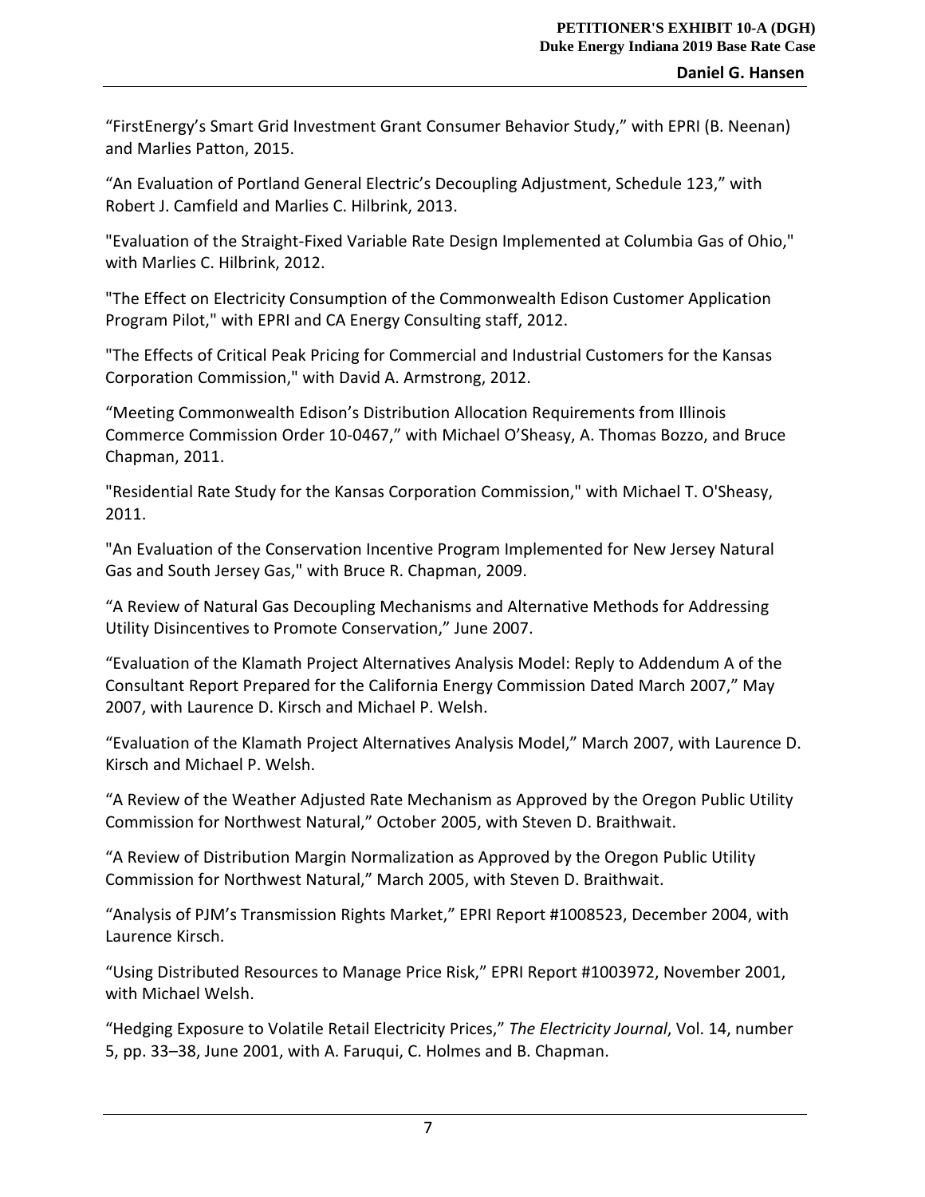“FirstEnergy’s Smart Grid Investment Grant Consumer Behavior Study,” with EPRI (B. Neenan) and Marlies Patton, 2015.

“An Evaluation of Portland General Electric’s Decoupling Adjustment, Schedule 123,” with Robert J. Camfield and Marlies C. Hilbrink, 2013.

"Evaluation of the Straight-Fixed Variable Rate Design Implemented at Columbia Gas of Ohio," with Marlies C. Hilbrink, 2012.

"The Effect on Electricity Consumption of the Commonwealth Edison Customer Application Program Pilot," with EPRI and CA Energy Consulting staff, 2012.

"The Effects of Critical Peak Pricing for Commercial and Industrial Customers for the Kansas Corporation Commission," with David A. Armstrong, 2012.

“Meeting Commonwealth Edison’s Distribution Allocation Requirements from Illinois Commerce Commission Order 10-0467,” with Michael O’Sheasy, A. Thomas Bozzo, and Bruce Chapman, 2011.

"Residential Rate Study for the Kansas Corporation Commission," with Michael T. O'Sheasy, 2011.

"An Evaluation of the Conservation Incentive Program Implemented for New Jersey Natural Gas and South Jersey Gas," with Bruce R. Chapman, 2009.

“A Review of Natural Gas Decoupling Mechanisms and Alternative Methods for Addressing Utility Disincentives to Promote Conservation,” June 2007.

“Evaluation of the Klamath Project Alternatives Analysis Model: Reply to Addendum A of the Consultant Report Prepared for the California Energy Commission Dated March 2007,” May 2007, with Laurence D. Kirsch and Michael P. Welsh.

“Evaluation of the Klamath Project Alternatives Analysis Model,” March 2007, with Laurence D. Kirsch and Michael P. Welsh.

“A Review of the Weather Adjusted Rate Mechanism as Approved by the Oregon Public Utility Commission for Northwest Natural,” October 2005, with Steven D. Braithwait.

“A Review of Distribution Margin Normalization as Approved by the Oregon Public Utility Commission for Northwest Natural,” March 2005, with Steven D. Braithwait.

“Analysis of PJM’s Transmission Rights Market,” EPRI Report #1008523, December 2004, with Laurence Kirsch.

“Using Distributed Resources to Manage Price Risk,” EPRI Report #1003972, November 2001, with Michael Welsh.

“Hedging Exposure to Volatile Retail Electricity Prices,” *The Electricity Journal*, Vol. 14, number 5, pp. 33–38, June 2001, with A. Faruqui, C. Holmes and B. Chapman.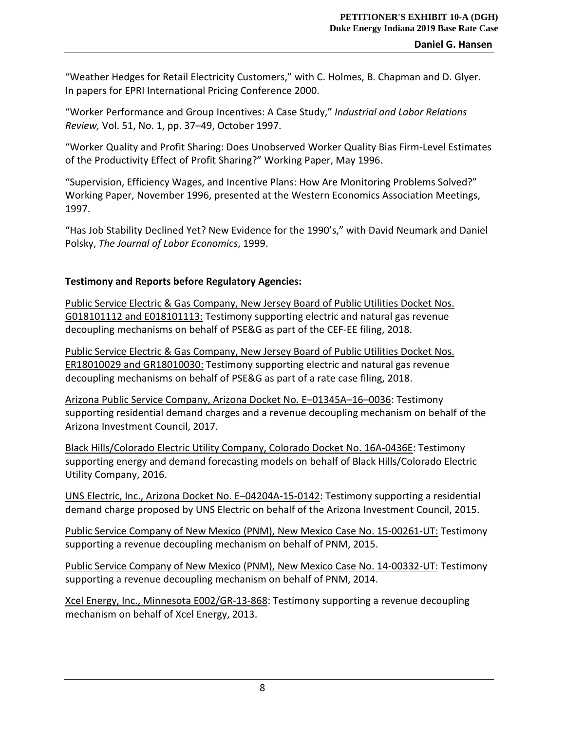"Weather Hedges for Retail Electricity Customers," with C. Holmes, B. Chapman and D. Glyer. In papers for EPRI International Pricing Conference 2000.

"Worker Performance and Group Incentives: A Case Study," *Industrial and Labor Relations Review,* Vol. 51, No. 1, pp. 37–49, October 1997.

"Worker Quality and Profit Sharing: Does Unobserved Worker Quality Bias Firm-Level Estimates of the Productivity Effect of Profit Sharing?" Working Paper, May 1996.

"Supervision, Efficiency Wages, and Incentive Plans: How Are Monitoring Problems Solved?" Working Paper, November 1996, presented at the Western Economics Association Meetings, 1997.

"Has Job Stability Declined Yet? New Evidence for the 1990's," with David Neumark and Daniel Polsky, *The Journal of Labor Economics*, 1999.

**Testimony and Reports before Regulatory Agencies:**

Public Service Electric & Gas Company, New Jersey Board of Public Utilities Docket Nos. G018101112 and E018101113: Testimony supporting electric and natural gas revenue decoupling mechanisms on behalf of PSE&G as part of the CEF-EE filing, 2018.

Public Service Electric & Gas Company, New Jersey Board of Public Utilities Docket Nos. ER18010029 and GR18010030: Testimony supporting electric and natural gas revenue decoupling mechanisms on behalf of PSE&G as part of a rate case filing, 2018.

Arizona Public Service Company, Arizona Docket No. E–01345A–16–0036: Testimony supporting residential demand charges and a revenue decoupling mechanism on behalf of the Arizona Investment Council, 2017.

Black Hills/Colorado Electric Utility Company, Colorado Docket No. 16A-0436E: Testimony supporting energy and demand forecasting models on behalf of Black Hills/Colorado Electric Utility Company, 2016.

UNS Electric, Inc., Arizona Docket No. E–04204A-15-0142: Testimony supporting a residential demand charge proposed by UNS Electric on behalf of the Arizona Investment Council, 2015.

Public Service Company of New Mexico (PNM), New Mexico Case No. 15-00261-UT: Testimony supporting a revenue decoupling mechanism on behalf of PNM, 2015.

Public Service Company of New Mexico (PNM), New Mexico Case No. 14-00332-UT: Testimony supporting a revenue decoupling mechanism on behalf of PNM, 2014.

Xcel Energy, Inc., Minnesota E002/GR-13-868: Testimony supporting a revenue decoupling mechanism on behalf of Xcel Energy, 2013.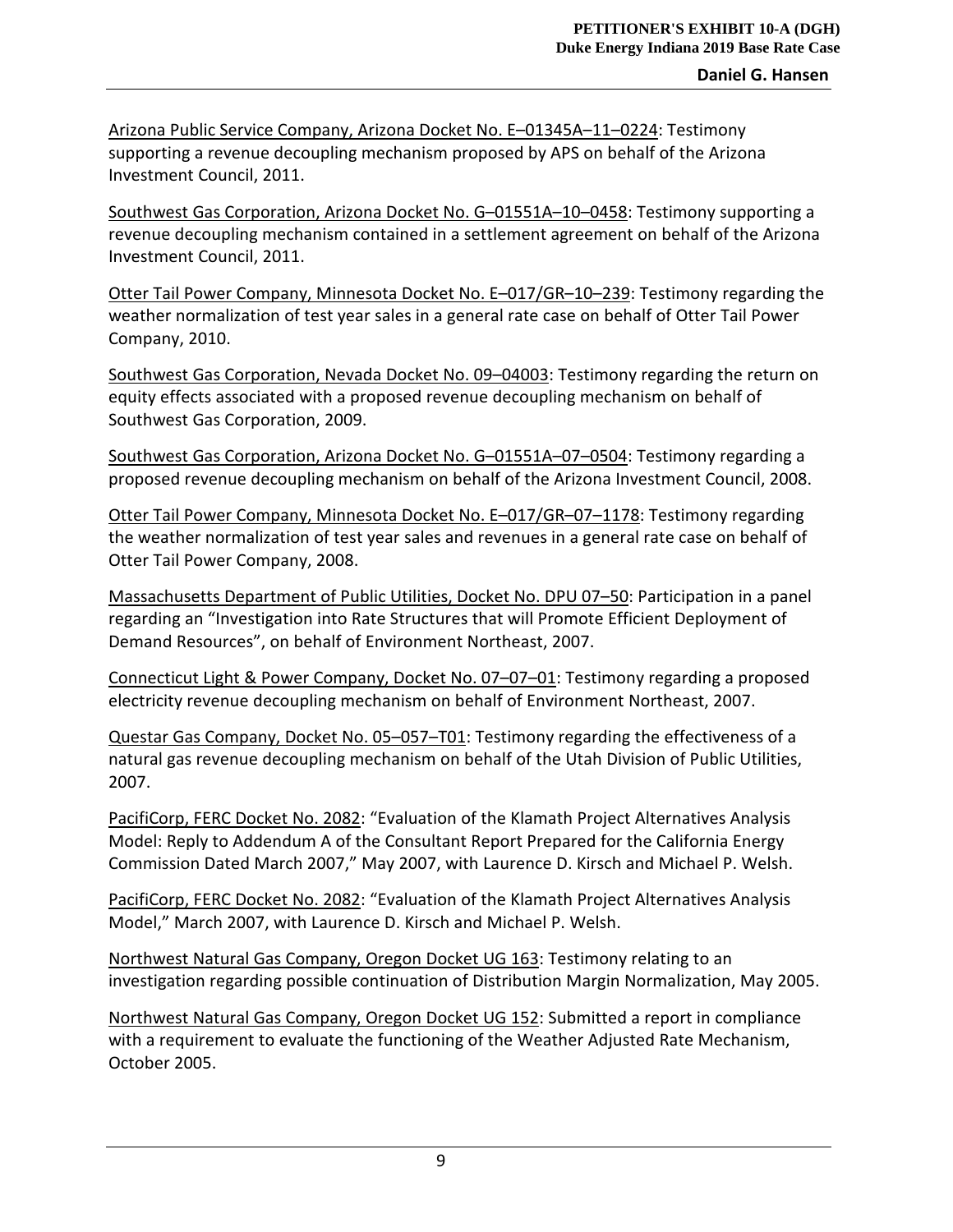Arizona Public Service Company, Arizona Docket No. E–01345A–11–0224: Testimony supporting a revenue decoupling mechanism proposed by APS on behalf of the Arizona Investment Council, 2011.

Southwest Gas Corporation, Arizona Docket No. G–01551A–10–0458: Testimony supporting a revenue decoupling mechanism contained in a settlement agreement on behalf of the Arizona Investment Council, 2011.

Otter Tail Power Company, Minnesota Docket No. E–017/GR–10–239: Testimony regarding the weather normalization of test year sales in a general rate case on behalf of Otter Tail Power Company, 2010.

Southwest Gas Corporation, Nevada Docket No. 09–04003: Testimony regarding the return on equity effects associated with a proposed revenue decoupling mechanism on behalf of Southwest Gas Corporation, 2009.

Southwest Gas Corporation, Arizona Docket No. G–01551A–07–0504: Testimony regarding a proposed revenue decoupling mechanism on behalf of the Arizona Investment Council, 2008.

Otter Tail Power Company, Minnesota Docket No. E–017/GR–07–1178: Testimony regarding the weather normalization of test year sales and revenues in a general rate case on behalf of Otter Tail Power Company, 2008.

Massachusetts Department of Public Utilities, Docket No. DPU 07–50: Participation in a panel regarding an "Investigation into Rate Structures that will Promote Efficient Deployment of Demand Resources", on behalf of Environment Northeast, 2007.

Connecticut Light & Power Company, Docket No. 07–07–01: Testimony regarding a proposed electricity revenue decoupling mechanism on behalf of Environment Northeast, 2007.

Questar Gas Company, Docket No. 05–057–T01: Testimony regarding the effectiveness of a natural gas revenue decoupling mechanism on behalf of the Utah Division of Public Utilities, 2007.

PacifiCorp, FERC Docket No. 2082: "Evaluation of the Klamath Project Alternatives Analysis Model: Reply to Addendum A of the Consultant Report Prepared for the California Energy Commission Dated March 2007," May 2007, with Laurence D. Kirsch and Michael P. Welsh.

PacifiCorp, FERC Docket No. 2082: "Evaluation of the Klamath Project Alternatives Analysis Model," March 2007, with Laurence D. Kirsch and Michael P. Welsh.

Northwest Natural Gas Company, Oregon Docket UG 163: Testimony relating to an investigation regarding possible continuation of Distribution Margin Normalization, May 2005.

Northwest Natural Gas Company, Oregon Docket UG 152: Submitted a report in compliance with a requirement to evaluate the functioning of the Weather Adjusted Rate Mechanism, October 2005.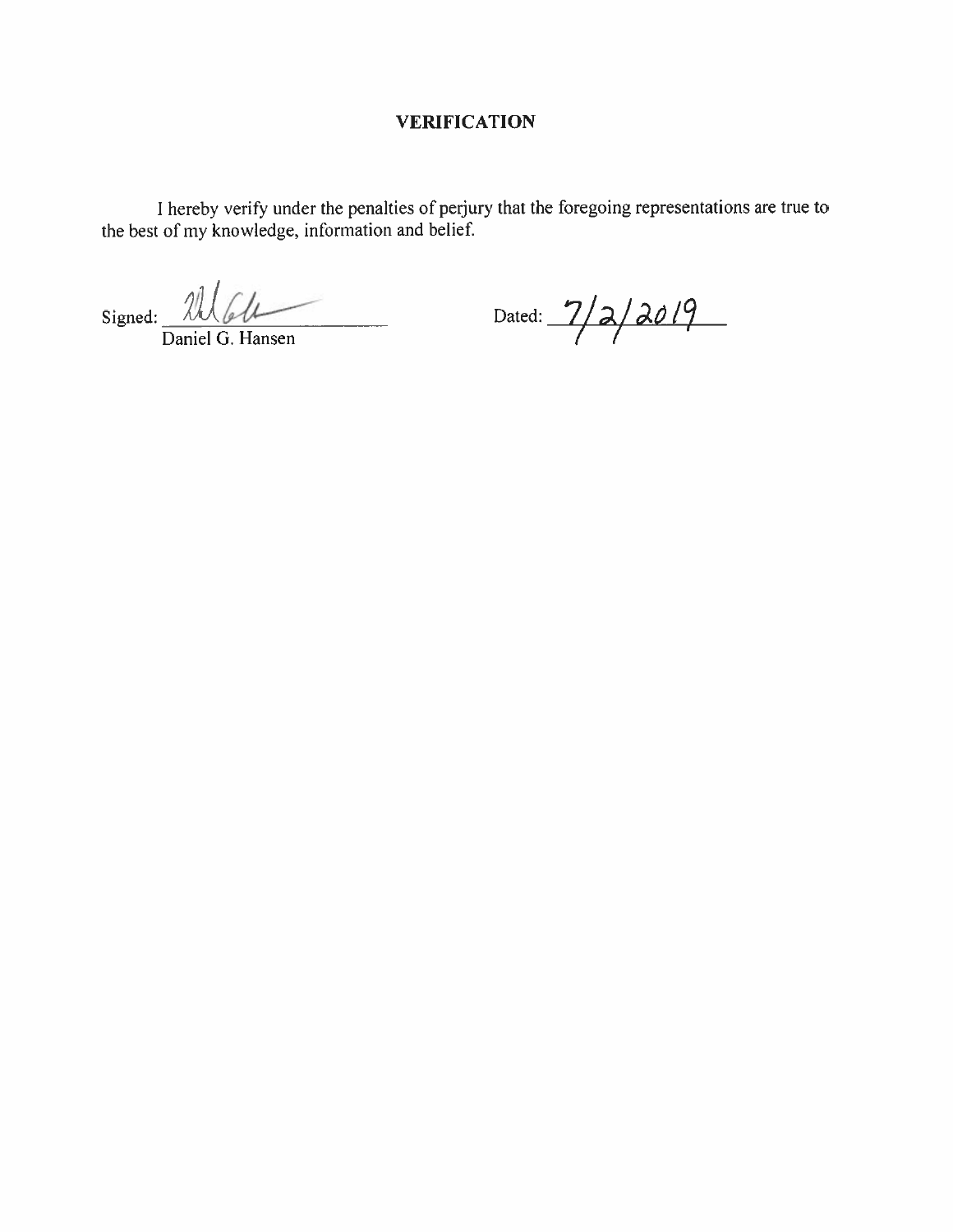## VERIFICATION

I hereby verify under the penalties of perjury that the foregoing representations are true to the best of my knowledge, information and belief.

Signed: ______________________
Daniel G. Hansen

Dated: 7/2/2019